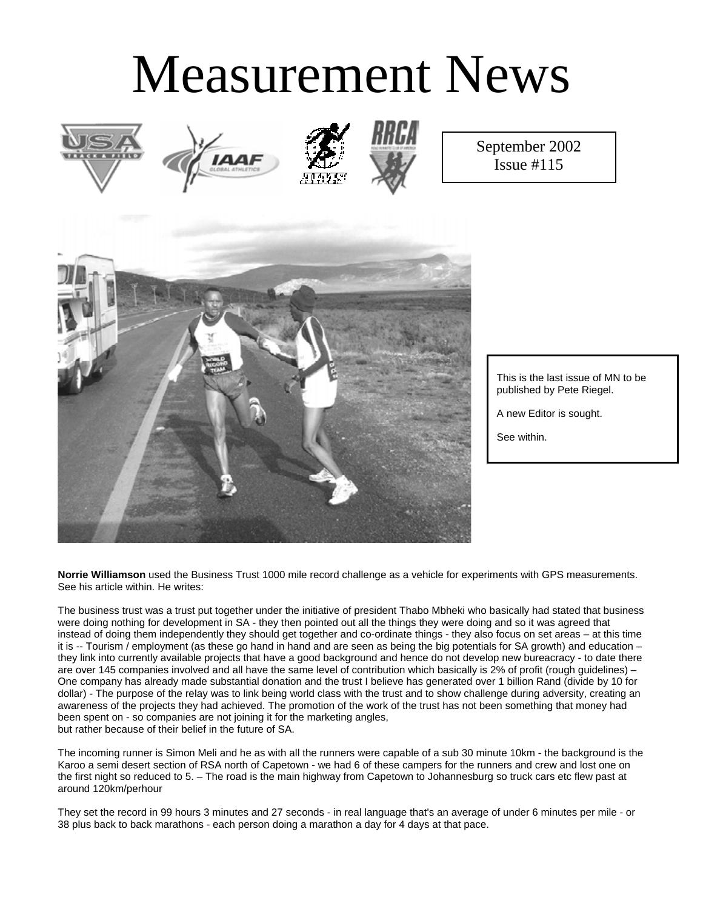# Measurement News

September 2002
Issue #115

This is the last issue of MN to be published by Pete Riegel.

A new Editor is sought.

See within.

**Norrie Williamson** used the Business Trust 1000 mile record challenge as a vehicle for experiments with GPS measurements. See his article within. He writes:

The business trust was a trust put together under the initiative of president Thabo Mbheki who basically had stated that business were doing nothing for development in SA - they then pointed out all the things they were doing and so it was agreed that instead of doing them independently they should get together and co-ordinate things - they also focus on set areas – at this time it is -- Tourism / employment (as these go hand in hand and are seen as being the big potentials for SA growth) and education – they link into currently available projects that have a good background and hence do not develop new bureacracy - to date there are over 145 companies involved and all have the same level of contribution which basically is 2% of profit (rough guidelines) – One company has already made substantial donation and the trust I believe has generated over 1 billion Rand (divide by 10 for dollar) - The purpose of the relay was to link being world class with the trust and to show challenge during adversity, creating an awareness of the projects they had achieved. The promotion of the work of the trust has not been something that money had been spent on - so companies are not joining it for the marketing angles,
but rather because of their belief in the future of SA.

The incoming runner is Simon Meli and he as with all the runners were capable of a sub 30 minute 10km - the background is the Karoo a semi desert section of RSA north of Capetown - we had 6 of these campers for the runners and crew and lost one on the first night so reduced to 5. – The road is the main highway from Capetown to Johannesburg so truck cars etc flew past at around 120km/perhour

They set the record in 99 hours 3 minutes and 27 seconds - in real language that's an average of under 6 minutes per mile - or 38 plus back to back marathons - each person doing a marathon a day for 4 days at that pace.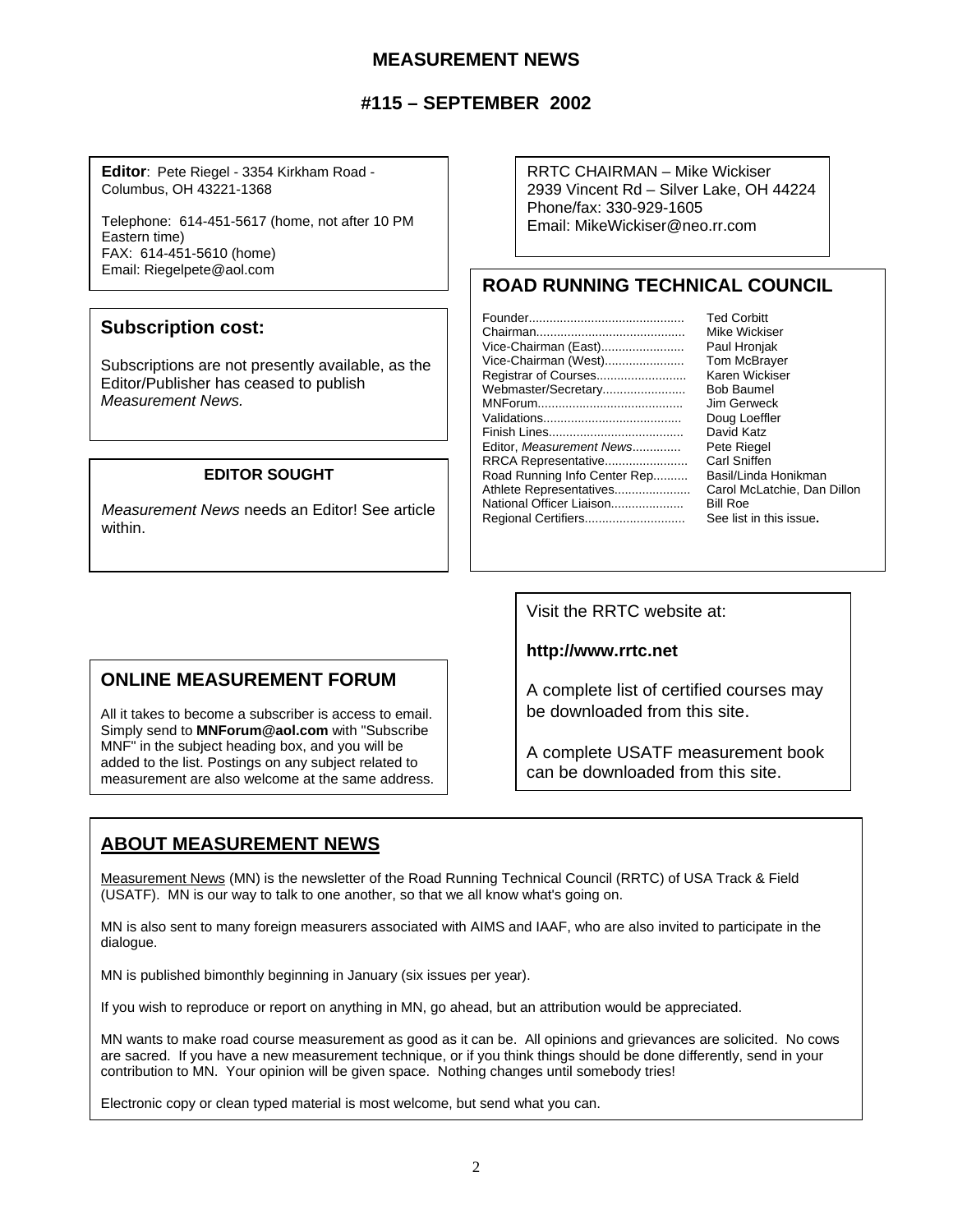# MEASUREMENT NEWS

## #115 – SEPTEMBER 2002

**Editor**: Pete Riegel - 3354 Kirkham Road - Columbus, OH 43221-1368

Telephone: 614-451-5617 (home, not after 10 PM Eastern time)
FAX: 614-451-5610 (home)
Email: Riegelpete@aol.com

RRTC CHAIRMAN – Mike Wickiser
2939 Vincent Rd – Silver Lake, OH 44224
Phone/fax: 330-929-1605
Email: MikeWickiser@neo.rr.com

### Subscription cost:

Subscriptions are not presently available, as the Editor/Publisher has ceased to publish *Measurement News.*

### ROAD RUNNING TECHNICAL COUNCIL

| | |
|---|---|
| Founder | Ted Corbitt |
| Chairman | Mike Wickiser |
| Vice-Chairman (East) | Paul Hronjak |
| Vice-Chairman (West) | Tom McBrayer |
| Registrar of Courses | Karen Wickiser |
| Webmaster/Secretary | Bob Baumel |
| MNForum | Jim Gerweck |
| Validations | Doug Loeffler |
| Finish Lines | David Katz |
| Editor, *Measurement News* | Pete Riegel |
| RRCA Representative | Carl Sniffen |
| Road Running Info Center Rep. | Basil/Linda Honikman |
| Athlete Representatives | Carol McLatchie, Dan Dillon |
| National Officer Liaison | Bill Roe |
| Regional Certifiers | See list in this issue**.** |

**EDITOR SOUGHT**

*Measurement News* needs an Editor! See article within.

Visit the RRTC website at:

**http://www.rrtc.net**

A complete list of certified courses may be downloaded from this site.

A complete USATF measurement book can be downloaded from this site.

### ONLINE MEASUREMENT FORUM

All it takes to become a subscriber is access to email. Simply send to **MNForum@aol.com** with "Subscribe MNF" in the subject heading box, and you will be added to the list. Postings on any subject related to measurement are also welcome at the same address.

### ABOUT MEASUREMENT NEWS

Measurement News (MN) is the newsletter of the Road Running Technical Council (RRTC) of USA Track & Field (USATF). MN is our way to talk to one another, so that we all know what's going on.

MN is also sent to many foreign measurers associated with AIMS and IAAF, who are also invited to participate in the dialogue.

MN is published bimonthly beginning in January (six issues per year).

If you wish to reproduce or report on anything in MN, go ahead, but an attribution would be appreciated.

MN wants to make road course measurement as good as it can be. All opinions and grievances are solicited. No cows are sacred. If you have a new measurement technique, or if you think things should be done differently, send in your contribution to MN. Your opinion will be given space. Nothing changes until somebody tries!

Electronic copy or clean typed material is most welcome, but send what you can.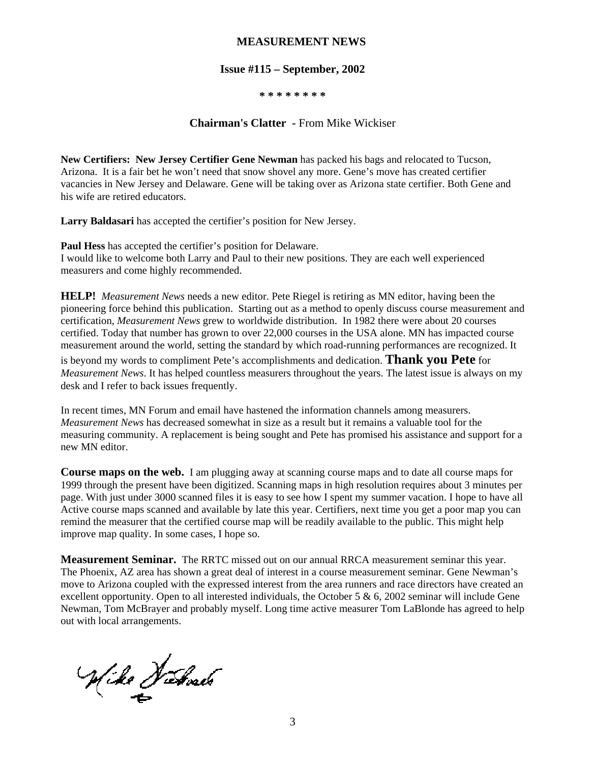# MEASUREMENT NEWS

## Issue #115 – September, 2002

\* \* \* \* \* \* \* \*

## Chairman's Clatter - From Mike Wickiser

**New Certifiers: New Jersey Certifier Gene Newman** has packed his bags and relocated to Tucson, Arizona. It is a fair bet he won't need that snow shovel any more. Gene's move has created certifier vacancies in New Jersey and Delaware. Gene will be taking over as Arizona state certifier. Both Gene and his wife are retired educators.

**Larry Baldasari** has accepted the certifier's position for New Jersey.

**Paul Hess** has accepted the certifier's position for Delaware.
I would like to welcome both Larry and Paul to their new positions. They are each well experienced measurers and come highly recommended.

**HELP!** *Measurement News* needs a new editor. Pete Riegel is retiring as MN editor, having been the pioneering force behind this publication. Starting out as a method to openly discuss course measurement and certification, *Measurement News* grew to worldwide distribution. In 1982 there were about 20 courses certified. Today that number has grown to over 22,000 courses in the USA alone. MN has impacted course measurement around the world, setting the standard by which road-running performances are recognized. It is beyond my words to compliment Pete's accomplishments and dedication. **Thank you Pete** for *Measurement News*. It has helped countless measurers throughout the years. The latest issue is always on my desk and I refer to back issues frequently.

In recent times, MN Forum and email have hastened the information channels among measurers. *Measurement News* has decreased somewhat in size as a result but it remains a valuable tool for the measuring community. A replacement is being sought and Pete has promised his assistance and support for a new MN editor.

**Course maps on the web.** I am plugging away at scanning course maps and to date all course maps for 1999 through the present have been digitized. Scanning maps in high resolution requires about 3 minutes per page. With just under 3000 scanned files it is easy to see how I spent my summer vacation. I hope to have all Active course maps scanned and available by late this year. Certifiers, next time you get a poor map you can remind the measurer that the certified course map will be readily available to the public. This might help improve map quality. In some cases, I hope so.

**Measurement Seminar.** The RRTC missed out on our annual RRCA measurement seminar this year. The Phoenix, AZ area has shown a great deal of interest in a course measurement seminar. Gene Newman's move to Arizona coupled with the expressed interest from the area runners and race directors have created an excellent opportunity. Open to all interested individuals, the October 5 & 6, 2002 seminar will include Gene Newman, Tom McBrayer and probably myself. Long time active measurer Tom LaBlonde has agreed to help out with local arrangements.

Mike Wickiser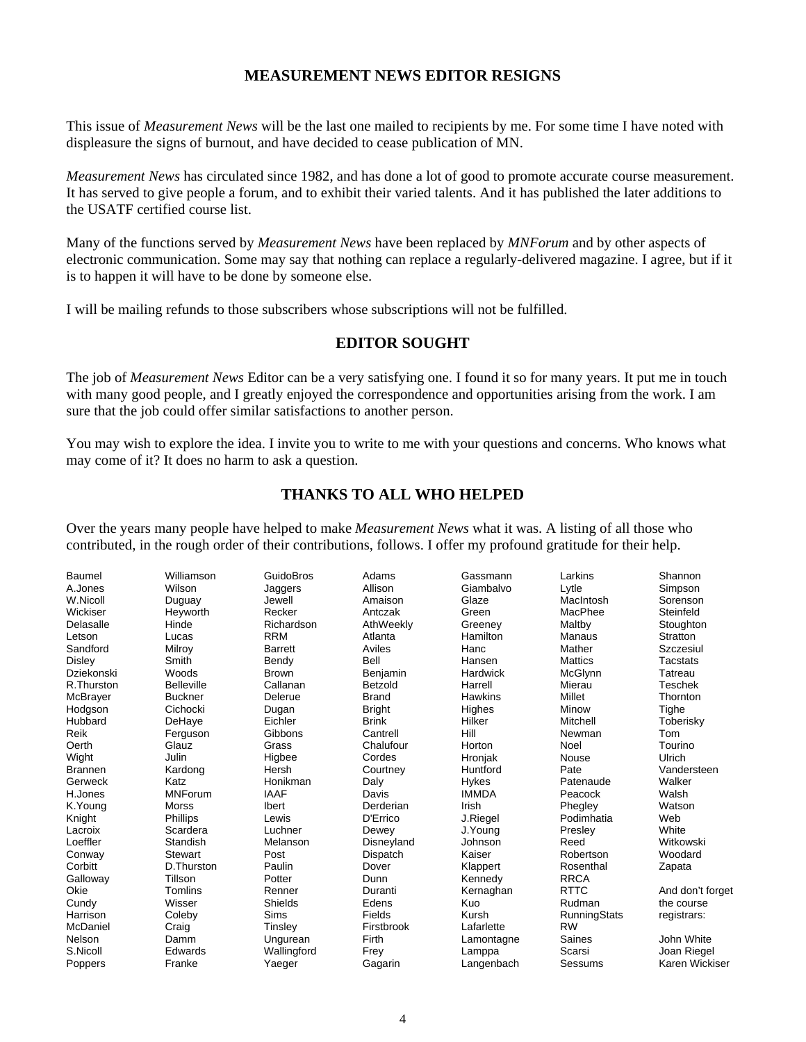## MEASUREMENT NEWS EDITOR RESIGNS

This issue of *Measurement News* will be the last one mailed to recipients by me. For some time I have noted with displeasure the signs of burnout, and have decided to cease publication of MN.

*Measurement News* has circulated since 1982, and has done a lot of good to promote accurate course measurement. It has served to give people a forum, and to exhibit their varied talents. And it has published the later additions to the USATF certified course list.

Many of the functions served by *Measurement News* have been replaced by *MNForum* and by other aspects of electronic communication. Some may say that nothing can replace a regularly-delivered magazine. I agree, but if it is to happen it will have to be done by someone else.

I will be mailing refunds to those subscribers whose subscriptions will not be fulfilled.

## EDITOR SOUGHT

The job of *Measurement News* Editor can be a very satisfying one. I found it so for many years. It put me in touch with many good people, and I greatly enjoyed the correspondence and opportunities arising from the work. I am sure that the job could offer similar satisfactions to another person.

You may wish to explore the idea. I invite you to write to me with your questions and concerns. Who knows what may come of it? It does no harm to ask a question.

## THANKS TO ALL WHO HELPED

Over the years many people have helped to make *Measurement News* what it was. A listing of all those who contributed, in the rough order of their contributions, follows. I offer my profound gratitude for their help.

Baumel
A.Jones
W.Nicoll
Wickiser
Delasalle
Letson
Sandford
Disley
Dziekonski
R.Thurston
McBrayer
Hodgson
Hubbard
Reik
Oerth
Wight
Brannen
Gerweck
H.Jones
K.Young
Knight
Lacroix
Loeffler
Conway
Corbitt
Galloway
Okie
Cundy
Harrison
McDaniel
Nelson
S.Nicoll
Poppers
Williamson
Wilson
Duguay
Heyworth
Hinde
Lucas
Milroy
Smith
Woods
Belleville
Buckner
Cichocki
DeHaye
Ferguson
Glauz
Julin
Kardong
Katz
MNForum
Morss
Phillips
Scardera
Standish
Stewart
D.Thurston
Tillson
Tomlins
Wisser
Coleby
Craig
Damm
Edwards
Franke
GuidoBros
Jaggers
Jewell
Recker
Richardson
RRM
Barrett
Bendy
Brown
Callanan
Delerue
Dugan
Eichler
Gibbons
Grass
Higbee
Hersh
Honikman
IAAF
Ibert
Lewis
Luchner
Melanson
Post
Paulin
Potter
Renner
Shields
Sims
Tinsley
Ungurean
Wallingford
Yaeger
Adams
Allison
Amaison
Antczak
AthWeekly
Atlanta
Aviles
Bell
Benjamin
Betzold
Brand
Bright
Brink
Cantrell
Chalufour
Cordes
Courtney
Daly
Davis
Derderian
D'Errico
Dewey
Disneyland
Dispatch
Dover
Dunn
Duranti
Edens
Fields
Firstbrook
Firth
Frey
Gagarin
Gassmann
Giambalvo
Glaze
Green
Greeney
Hamilton
Hanc
Hansen
Hardwick
Harrell
Hawkins
Highes
Hilker
Hill
Horton
Hronjak
Huntford
Hykes
IMMDA
Irish
J.Riegel
J.Young
Johnson
Kaiser
Klappert
Kennedy
Kernaghan
Kuo
Kursh
Lafarlette
Lamontagne
Lamppa
Langenbach
Larkins
Lytle
MacIntosh
MacPhee
Maltby
Manaus
Mather
Mattics
McGlynn
Mierau
Millet
Minow
Mitchell
Newman
Noel
Nouse
Pate
Patenaude
Peacock
Phegley
Podimhatia
Presley
Reed
Robertson
Rosenthal
RRCA
RTTC
Rudman
RunningStats
RW
Saines
Scarsi
Sessums
Shannon
Simpson
Sorenson
Steinfeld
Stoughton
Stratton
Szczesiul
Tacstats
Tatreau
Teschek
Thornton
Tighe
Toberisky
Tom
Tourino
Ulrich
Vandersteen
Walker
Walsh
Watson
Web
White
Witkowski
Woodard
Zapata

And don't forget the course registrars:

John White
Joan Riegel
Karen Wickiser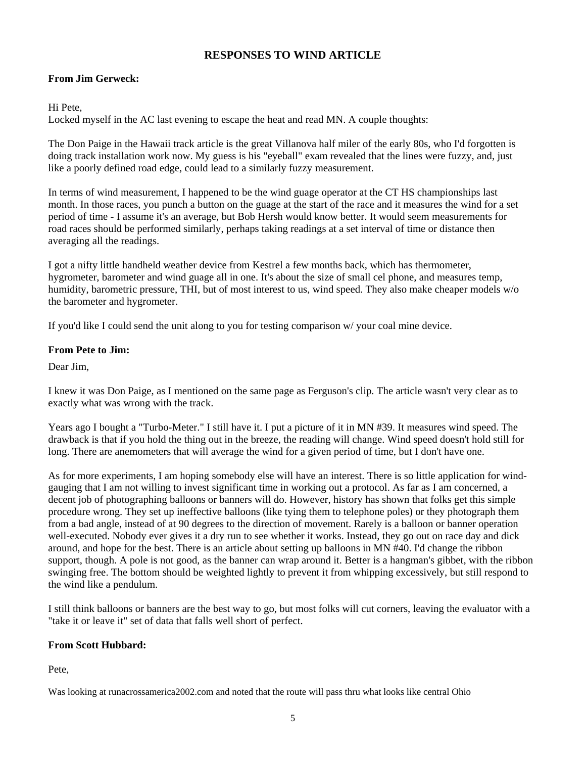## RESPONSES TO WIND ARTICLE

**From Jim Gerweck:**

Hi Pete,
Locked myself in the AC last evening to escape the heat and read MN. A couple thoughts:

The Don Paige in the Hawaii track article is the great Villanova half miler of the early 80s, who I'd forgotten is doing track installation work now. My guess is his "eyeball" exam revealed that the lines were fuzzy, and, just like a poorly defined road edge, could lead to a similarly fuzzy measurement.

In terms of wind measurement, I happened to be the wind guage operator at the CT HS championships last month. In those races, you punch a button on the guage at the start of the race and it measures the wind for a set period of time - I assume it's an average, but Bob Hersh would know better. It would seem measurements for road races should be performed similarly, perhaps taking readings at a set interval of time or distance then averaging all the readings.

I got a nifty little handheld weather device from Kestrel a few months back, which has thermometer, hygrometer, barometer and wind guage all in one. It's about the size of small cel phone, and measures temp, humidity, barometric pressure, THI, but of most interest to us, wind speed. They also make cheaper models w/o the barometer and hygrometer.

If you'd like I could send the unit along to you for testing comparison w/ your coal mine device.

**From Pete to Jim:**

Dear Jim,

I knew it was Don Paige, as I mentioned on the same page as Ferguson's clip. The article wasn't very clear as to exactly what was wrong with the track.

Years ago I bought a "Turbo-Meter." I still have it. I put a picture of it in MN #39. It measures wind speed. The drawback is that if you hold the thing out in the breeze, the reading will change. Wind speed doesn't hold still for long. There are anemometers that will average the wind for a given period of time, but I don't have one.

As for more experiments, I am hoping somebody else will have an interest. There is so little application for wind-gauging that I am not willing to invest significant time in working out a protocol. As far as I am concerned, a decent job of photographing balloons or banners will do. However, history has shown that folks get this simple procedure wrong. They set up ineffective balloons (like tying them to telephone poles) or they photograph them from a bad angle, instead of at 90 degrees to the direction of movement. Rarely is a balloon or banner operation well-executed. Nobody ever gives it a dry run to see whether it works. Instead, they go out on race day and dick around, and hope for the best. There is an article about setting up balloons in MN #40. I'd change the ribbon support, though. A pole is not good, as the banner can wrap around it. Better is a hangman's gibbet, with the ribbon swinging free. The bottom should be weighted lightly to prevent it from whipping excessively, but still respond to the wind like a pendulum.

I still think balloons or banners are the best way to go, but most folks will cut corners, leaving the evaluator with a "take it or leave it" set of data that falls well short of perfect.

**From Scott Hubbard:**

Pete,

Was looking at runacrossamerica2002.com and noted that the route will pass thru what looks like central Ohio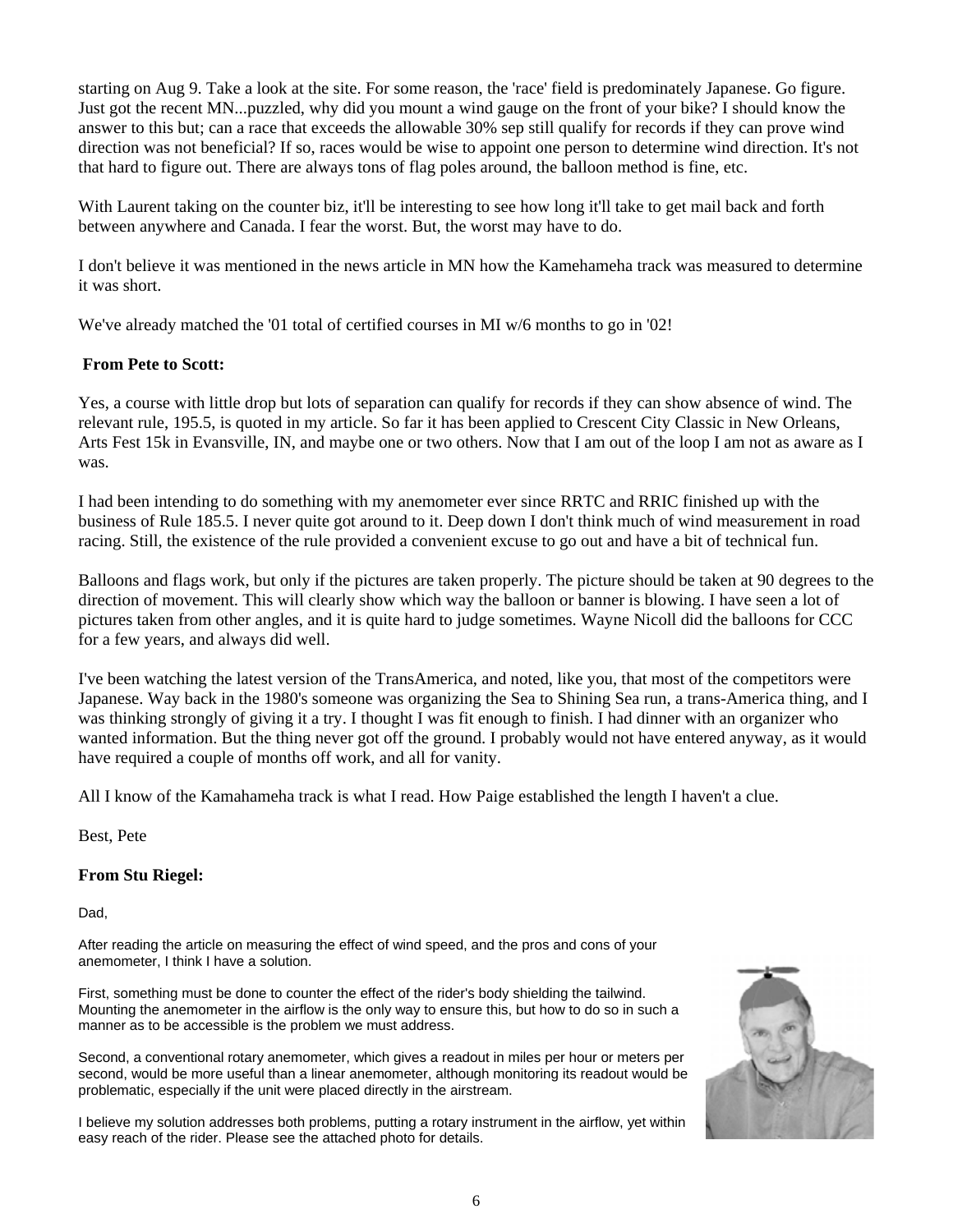starting on Aug 9. Take a look at the site. For some reason, the 'race' field is predominately Japanese. Go figure. Just got the recent MN...puzzled, why did you mount a wind gauge on the front of your bike? I should know the answer to this but; can a race that exceeds the allowable 30% sep still qualify for records if they can prove wind direction was not beneficial? If so, races would be wise to appoint one person to determine wind direction. It's not that hard to figure out. There are always tons of flag poles around, the balloon method is fine, etc.

With Laurent taking on the counter biz, it'll be interesting to see how long it'll take to get mail back and forth between anywhere and Canada. I fear the worst. But, the worst may have to do.

I don't believe it was mentioned in the news article in MN how the Kamehameha track was measured to determine it was short.

We've already matched the '01 total of certified courses in MI w/6 months to go in '02!

**From Pete to Scott:**

Yes, a course with little drop but lots of separation can qualify for records if they can show absence of wind. The relevant rule, 195.5, is quoted in my article. So far it has been applied to Crescent City Classic in New Orleans, Arts Fest 15k in Evansville, IN, and maybe one or two others. Now that I am out of the loop I am not as aware as I was.

I had been intending to do something with my anemometer ever since RRTC and RRIC finished up with the business of Rule 185.5. I never quite got around to it. Deep down I don't think much of wind measurement in road racing. Still, the existence of the rule provided a convenient excuse to go out and have a bit of technical fun.

Balloons and flags work, but only if the pictures are taken properly. The picture should be taken at 90 degrees to the direction of movement. This will clearly show which way the balloon or banner is blowing. I have seen a lot of pictures taken from other angles, and it is quite hard to judge sometimes. Wayne Nicoll did the balloons for CCC for a few years, and always did well.

I've been watching the latest version of the TransAmerica, and noted, like you, that most of the competitors were Japanese. Way back in the 1980's someone was organizing the Sea to Shining Sea run, a trans-America thing, and I was thinking strongly of giving it a try. I thought I was fit enough to finish. I had dinner with an organizer who wanted information. But the thing never got off the ground. I probably would not have entered anyway, as it would have required a couple of months off work, and all for vanity.

All I know of the Kamahameha track is what I read. How Paige established the length I haven't a clue.

Best, Pete

**From Stu Riegel:**

Dad,

After reading the article on measuring the effect of wind speed, and the pros and cons of your anemometer, I think I have a solution.

First, something must be done to counter the effect of the rider's body shielding the tailwind. Mounting the anemometer in the airflow is the only way to ensure this, but how to do so in such a manner as to be accessible is the problem we must address.

Second, a conventional rotary anemometer, which gives a readout in miles per hour or meters per second, would be more useful than a linear anemometer, although monitoring its readout would be problematic, especially if the unit were placed directly in the airstream.

I believe my solution addresses both problems, putting a rotary instrument in the airflow, yet within easy reach of the rider. Please see the attached photo for details.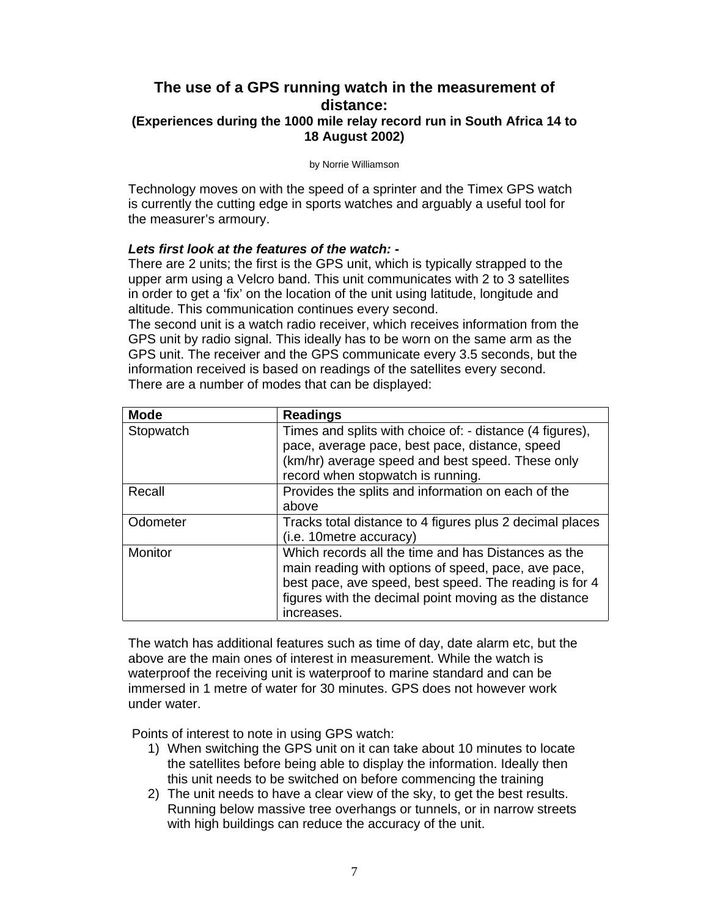# The use of a GPS running watch in the measurement of distance:

### (Experiences during the 1000 mile relay record run in South Africa 14 to 18 August 2002)

by Norrie Williamson

Technology moves on with the speed of a sprinter and the Timex GPS watch is currently the cutting edge in sports watches and arguably a useful tool for the measurer's armoury.

***Lets first look at the features of the watch: -***

There are 2 units; the first is the GPS unit, which is typically strapped to the upper arm using a Velcro band. This unit communicates with 2 to 3 satellites in order to get a 'fix' on the location of the unit using latitude, longitude and altitude. This communication continues every second.

The second unit is a watch radio receiver, which receives information from the GPS unit by radio signal. This ideally has to be worn on the same arm as the GPS unit. The receiver and the GPS communicate every 3.5 seconds, but the information received is based on readings of the satellites every second.

There are a number of modes that can be displayed:

| **Mode** | **Readings** |
|---|---|
| Stopwatch | Times and splits with choice of: - distance (4 figures), pace, average pace, best pace, distance, speed (km/hr) average speed and best speed. These only record when stopwatch is running. |
| Recall | Provides the splits and information on each of the above |
| Odometer | Tracks total distance to 4 figures plus 2 decimal places (i.e. 10metre accuracy) |
| Monitor | Which records all the time and has Distances as the main reading with options of speed, pace, ave pace, best pace, ave speed, best speed. The reading is for 4 figures with the decimal point moving as the distance increases. |

The watch has additional features such as time of day, date alarm etc, but the above are the main ones of interest in measurement. While the watch is waterproof the receiving unit is waterproof to marine standard and can be immersed in 1 metre of water for 30 minutes. GPS does not however work under water.

Points of interest to note in using GPS watch:

1) When switching the GPS unit on it can take about 10 minutes to locate the satellites before being able to display the information. Ideally then this unit needs to be switched on before commencing the training
2) The unit needs to have a clear view of the sky, to get the best results. Running below massive tree overhangs or tunnels, or in narrow streets with high buildings can reduce the accuracy of the unit.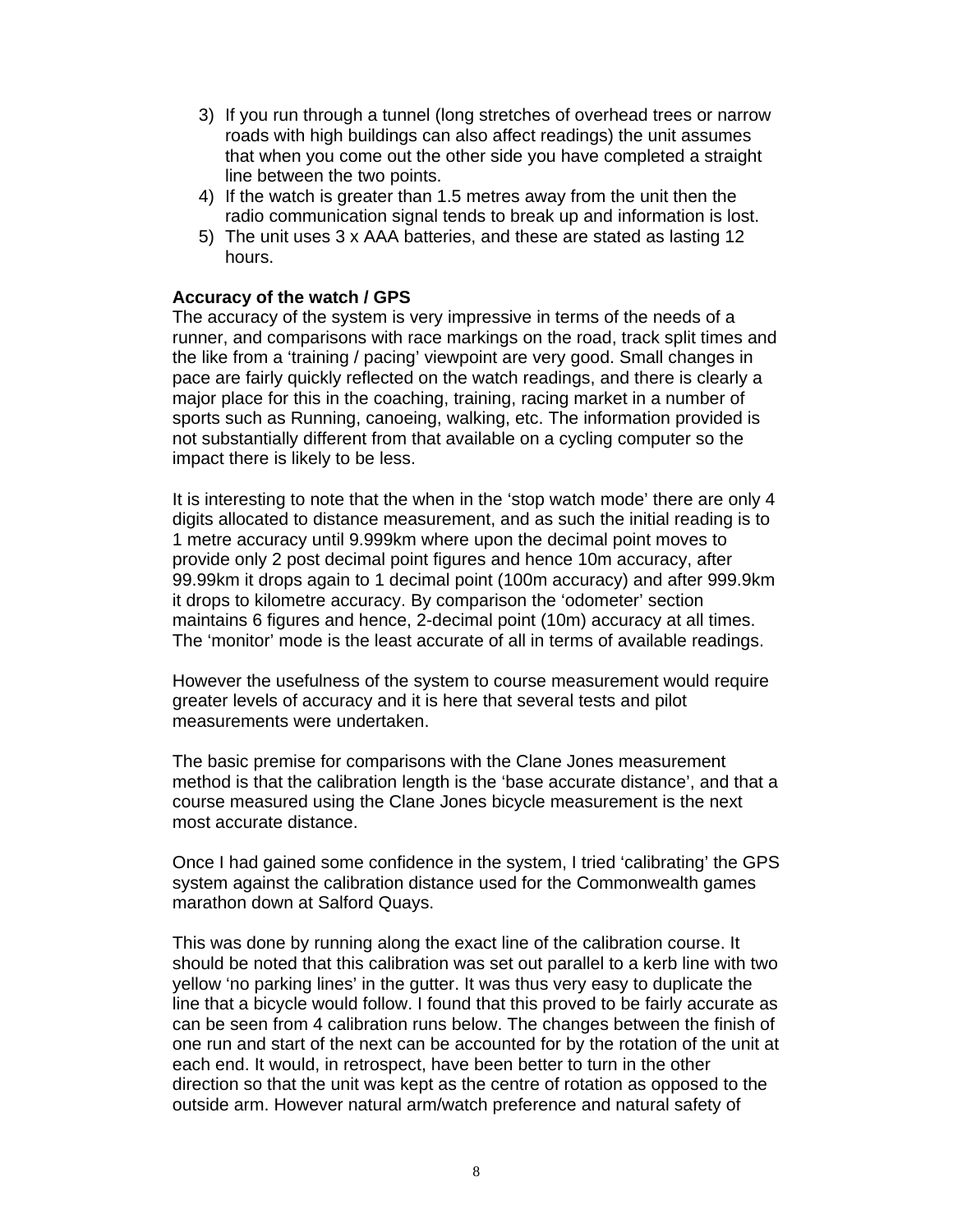3) If you run through a tunnel (long stretches of overhead trees or narrow roads with high buildings can also affect readings) the unit assumes that when you come out the other side you have completed a straight line between the two points.
4) If the watch is greater than 1.5 metres away from the unit then the radio communication signal tends to break up and information is lost.
5) The unit uses 3 x AAA batteries, and these are stated as lasting 12 hours.

**Accuracy of the watch / GPS**

The accuracy of the system is very impressive in terms of the needs of a runner, and comparisons with race markings on the road, track split times and the like from a 'training / pacing' viewpoint are very good. Small changes in pace are fairly quickly reflected on the watch readings, and there is clearly a major place for this in the coaching, training, racing market in a number of sports such as Running, canoeing, walking, etc. The information provided is not substantially different from that available on a cycling computer so the impact there is likely to be less.

It is interesting to note that the when in the 'stop watch mode' there are only 4 digits allocated to distance measurement, and as such the initial reading is to 1 metre accuracy until 9.999km where upon the decimal point moves to provide only 2 post decimal point figures and hence 10m accuracy, after 99.99km it drops again to 1 decimal point (100m accuracy) and after 999.9km it drops to kilometre accuracy. By comparison the 'odometer' section maintains 6 figures and hence, 2-decimal point (10m) accuracy at all times. The 'monitor' mode is the least accurate of all in terms of available readings.

However the usefulness of the system to course measurement would require greater levels of accuracy and it is here that several tests and pilot measurements were undertaken.

The basic premise for comparisons with the Clane Jones measurement method is that the calibration length is the 'base accurate distance', and that a course measured using the Clane Jones bicycle measurement is the next most accurate distance.

Once I had gained some confidence in the system, I tried 'calibrating' the GPS system against the calibration distance used for the Commonwealth games marathon down at Salford Quays.

This was done by running along the exact line of the calibration course. It should be noted that this calibration was set out parallel to a kerb line with two yellow 'no parking lines' in the gutter. It was thus very easy to duplicate the line that a bicycle would follow. I found that this proved to be fairly accurate as can be seen from 4 calibration runs below. The changes between the finish of one run and start of the next can be accounted for by the rotation of the unit at each end. It would, in retrospect, have been better to turn in the other direction so that the unit was kept as the centre of rotation as opposed to the outside arm. However natural arm/watch preference and natural safety of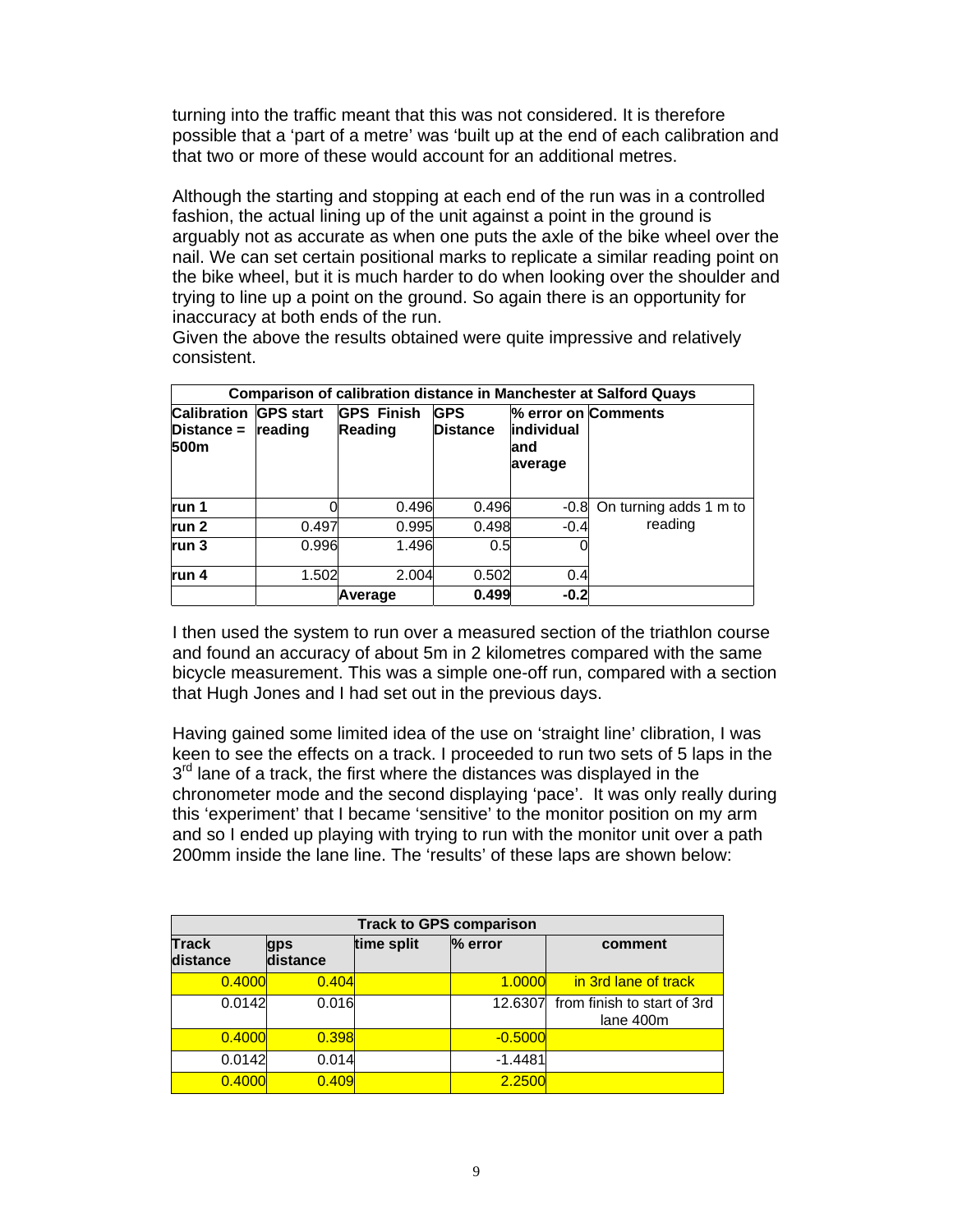turning into the traffic meant that this was not considered. It is therefore possible that a 'part of a metre' was 'built up at the end of each calibration and that two or more of these would account for an additional metres.

Although the starting and stopping at each end of the run was in a controlled fashion, the actual lining up of the unit against a point in the ground is arguably not as accurate as when one puts the axle of the bike wheel over the nail. We can set certain positional marks to replicate a similar reading point on the bike wheel, but it is much harder to do when looking over the shoulder and trying to line up a point on the ground. So again there is an opportunity for inaccuracy at both ends of the run.
Given the above the results obtained were quite impressive and relatively consistent.

| Comparison of calibration distance in Manchester at Salford Quays | | | | | |
|---|---|---|---|---|---|
| **Calibration Distance = 500m** | **GPS start reading** | **GPS Finish Reading** | **GPS Distance** | **% error on individual and average** | **Comments** |
| **run 1** | 0 | 0.496 | 0.496 | -0.8 | On turning adds 1 m to reading |
| **run 2** | 0.497 | 0.995 | 0.498 | -0.4 | |
| **run 3** | 0.996 | 1.496 | 0.5 | 0 | |
| **run 4** | 1.502 | 2.004 | 0.502 | 0.4 | |
| | | **Average** | **0.499** | **-0.2** | |

I then used the system to run over a measured section of the triathlon course and found an accuracy of about 5m in 2 kilometres compared with the same bicycle measurement. This was a simple one-off run, compared with a section that Hugh Jones and I had set out in the previous days.

Having gained some limited idea of the use on 'straight line' clibration, I was keen to see the effects on a track. I proceeded to run two sets of 5 laps in the 3rd lane of a track, the first where the distances was displayed in the chronometer mode and the second displaying 'pace'. It was only really during this 'experiment' that I became 'sensitive' to the monitor position on my arm and so I ended up playing with trying to run with the monitor unit over a path 200mm inside the lane line. The 'results' of these laps are shown below:

| Track to GPS comparison | | | | |
|---|---|---|---|---|
| **Track distance** | **gps distance** | **time split** | **% error** | **comment** |
| 0.4000 | 0.404 | | 1.0000 | in 3rd lane of track |
| 0.0142 | 0.016 | | 12.6307 | from finish to start of 3rd lane 400m |
| 0.4000 | 0.398 | | -0.5000 | |
| 0.0142 | 0.014 | | -1.4481 | |
| 0.4000 | 0.409 | | 2.2500 | |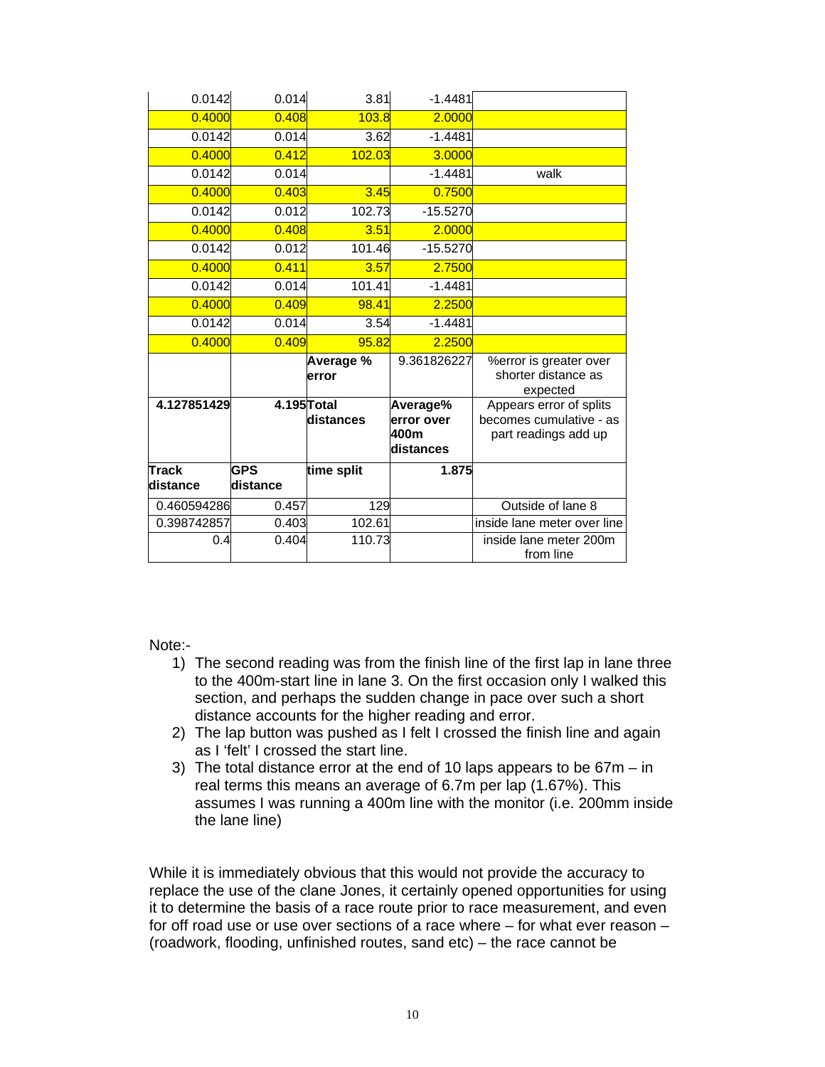| | | | | |
|---|---|---|---|---|
| 0.0142 | 0.014 | 3.81 | -1.4481 | |
| 0.4000 | 0.408 | 103.8 | 2.0000 | |
| 0.0142 | 0.014 | 3.62 | -1.4481 | |
| 0.4000 | 0.412 | 102.03 | 3.0000 | |
| 0.0142 | 0.014 | | -1.4481 | walk |
| 0.4000 | 0.403 | 3.45 | 0.7500 | |
| 0.0142 | 0.012 | 102.73 | -15.5270 | |
| 0.4000 | 0.408 | 3.51 | 2.0000 | |
| 0.0142 | 0.012 | 101.46 | -15.5270 | |
| 0.4000 | 0.411 | 3.57 | 2.7500 | |
| 0.0142 | 0.014 | 101.41 | -1.4481 | |
| 0.4000 | 0.409 | 98.41 | 2.2500 | |
| 0.0142 | 0.014 | 3.54 | -1.4481 | |
| 0.4000 | 0.409 | 95.82 | 2.2500 | |
| | | **Average % error** | 9.361826227 | %error is greater over shorter distance as expected |
| **4.127851429** | **4.195** | **Total distances** | **Average% error over 400m distances** | Appears error of splits becomes cumulative - as part readings add up |
| **Track distance** | **GPS distance** | **time split** | **1.875** | |
| 0.460594286 | 0.457 | 129 | | Outside of lane 8 |
| 0.398742857 | 0.403 | 102.61 | | inside lane meter over line |
| 0.4 | 0.404 | 110.73 | | inside lane meter 200m from line |

Note:-

1) The second reading was from the finish line of the first lap in lane three to the 400m-start line in lane 3. On the first occasion only I walked this section, and perhaps the sudden change in pace over such a short distance accounts for the higher reading and error.
2) The lap button was pushed as I felt I crossed the finish line and again as I 'felt' I crossed the start line.
3) The total distance error at the end of 10 laps appears to be 67m – in real terms this means an average of 6.7m per lap (1.67%). This assumes I was running a 400m line with the monitor (i.e. 200mm inside the lane line)

While it is immediately obvious that this would not provide the accuracy to replace the use of the clane Jones, it certainly opened opportunities for using it to determine the basis of a race route prior to race measurement, and even for off road use or use over sections of a race where – for what ever reason – (roadwork, flooding, unfinished routes, sand etc) – the race cannot be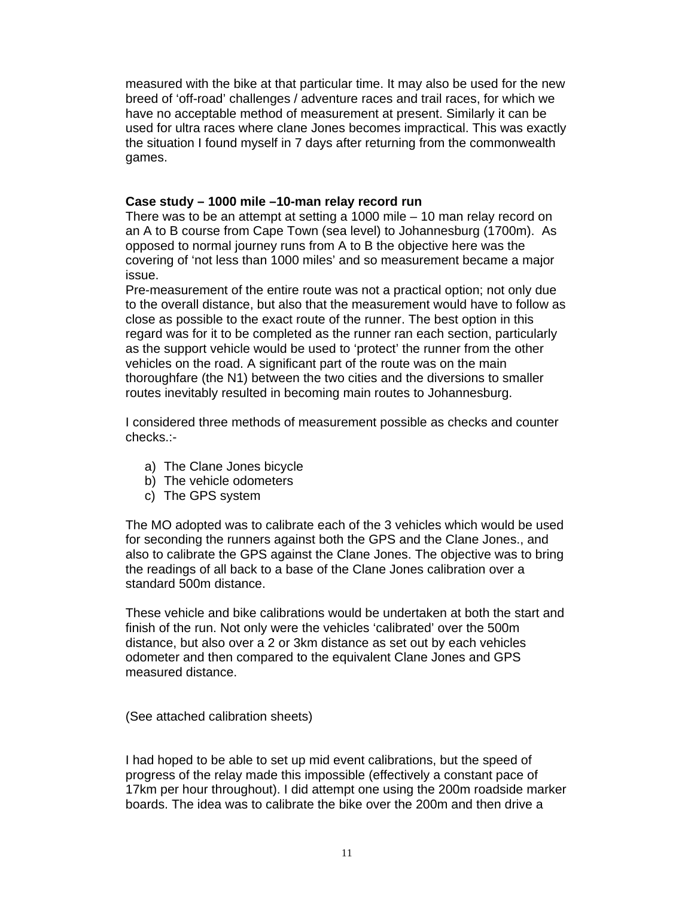measured with the bike at that particular time. It may also be used for the new breed of 'off-road' challenges / adventure races and trail races, for which we have no acceptable method of measurement at present. Similarly it can be used for ultra races where clane Jones becomes impractical. This was exactly the situation I found myself in 7 days after returning from the commonwealth games.

**Case study – 1000 mile –10-man relay record run**

There was to be an attempt at setting a 1000 mile – 10 man relay record on an A to B course from Cape Town (sea level) to Johannesburg (1700m). As opposed to normal journey runs from A to B the objective here was the covering of 'not less than 1000 miles' and so measurement became a major issue.

Pre-measurement of the entire route was not a practical option; not only due to the overall distance, but also that the measurement would have to follow as close as possible to the exact route of the runner. The best option in this regard was for it to be completed as the runner ran each section, particularly as the support vehicle would be used to 'protect' the runner from the other vehicles on the road. A significant part of the route was on the main thoroughfare (the N1) between the two cities and the diversions to smaller routes inevitably resulted in becoming main routes to Johannesburg.

I considered three methods of measurement possible as checks and counter checks.:-

a) The Clane Jones bicycle
b) The vehicle odometers
c) The GPS system

The MO adopted was to calibrate each of the 3 vehicles which would be used for seconding the runners against both the GPS and the Clane Jones., and also to calibrate the GPS against the Clane Jones. The objective was to bring the readings of all back to a base of the Clane Jones calibration over a standard 500m distance.

These vehicle and bike calibrations would be undertaken at both the start and finish of the run. Not only were the vehicles 'calibrated' over the 500m distance, but also over a 2 or 3km distance as set out by each vehicles odometer and then compared to the equivalent Clane Jones and GPS measured distance.

(See attached calibration sheets)

I had hoped to be able to set up mid event calibrations, but the speed of progress of the relay made this impossible (effectively a constant pace of 17km per hour throughout). I did attempt one using the 200m roadside marker boards. The idea was to calibrate the bike over the 200m and then drive a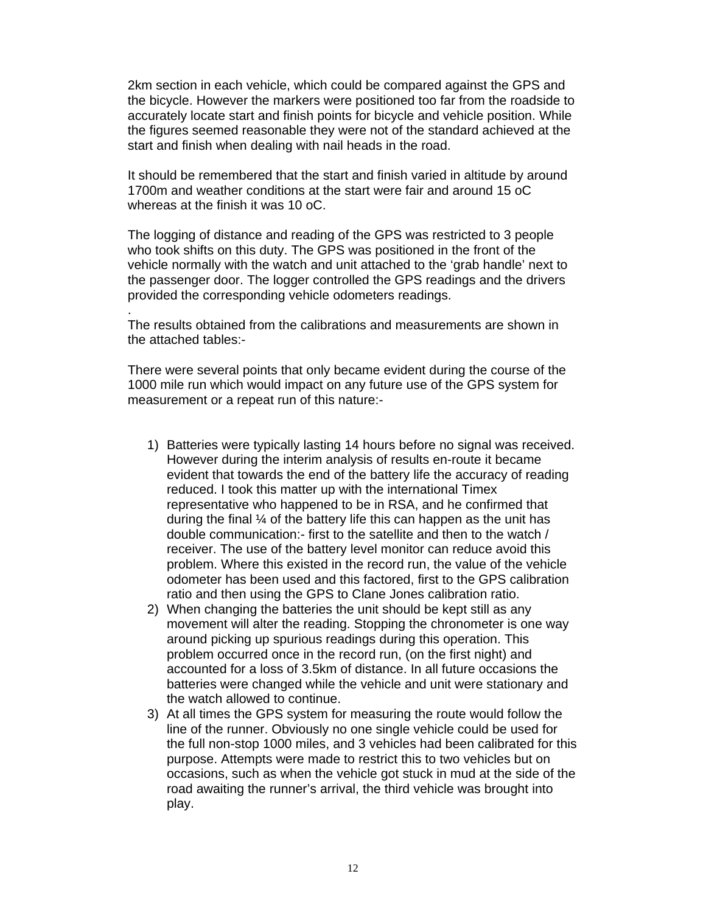2km section in each vehicle, which could be compared against the GPS and the bicycle. However the markers were positioned too far from the roadside to accurately locate start and finish points for bicycle and vehicle position. While the figures seemed reasonable they were not of the standard achieved at the start and finish when dealing with nail heads in the road.

It should be remembered that the start and finish varied in altitude by around 1700m and weather conditions at the start were fair and around 15 oC whereas at the finish it was 10 oC.

The logging of distance and reading of the GPS was restricted to 3 people who took shifts on this duty. The GPS was positioned in the front of the vehicle normally with the watch and unit attached to the 'grab handle' next to the passenger door. The logger controlled the GPS readings and the drivers provided the corresponding vehicle odometers readings.

.
The results obtained from the calibrations and measurements are shown in the attached tables:-

There were several points that only became evident during the course of the 1000 mile run which would impact on any future use of the GPS system for measurement or a repeat run of this nature:-

1) Batteries were typically lasting 14 hours before no signal was received. However during the interim analysis of results en-route it became evident that towards the end of the battery life the accuracy of reading reduced. I took this matter up with the international Timex representative who happened to be in RSA, and he confirmed that during the final ¼ of the battery life this can happen as the unit has double communication:- first to the satellite and then to the watch / receiver. The use of the battery level monitor can reduce avoid this problem. Where this existed in the record run, the value of the vehicle odometer has been used and this factored, first to the GPS calibration ratio and then using the GPS to Clane Jones calibration ratio.
2) When changing the batteries the unit should be kept still as any movement will alter the reading. Stopping the chronometer is one way around picking up spurious readings during this operation. This problem occurred once in the record run, (on the first night) and accounted for a loss of 3.5km of distance. In all future occasions the batteries were changed while the vehicle and unit were stationary and the watch allowed to continue.
3) At all times the GPS system for measuring the route would follow the line of the runner. Obviously no one single vehicle could be used for the full non-stop 1000 miles, and 3 vehicles had been calibrated for this purpose. Attempts were made to restrict this to two vehicles but on occasions, such as when the vehicle got stuck in mud at the side of the road awaiting the runner's arrival, the third vehicle was brought into play.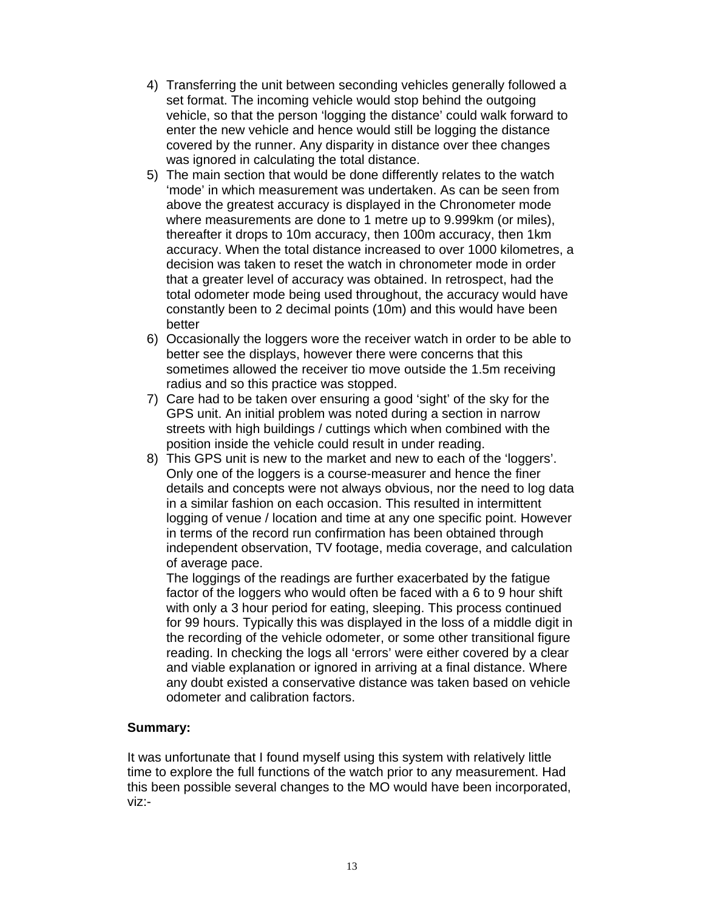4) Transferring the unit between seconding vehicles generally followed a set format. The incoming vehicle would stop behind the outgoing vehicle, so that the person 'logging the distance' could walk forward to enter the new vehicle and hence would still be logging the distance covered by the runner. Any disparity in distance over thee changes was ignored in calculating the total distance.
5) The main section that would be done differently relates to the watch 'mode' in which measurement was undertaken. As can be seen from above the greatest accuracy is displayed in the Chronometer mode where measurements are done to 1 metre up to 9.999km (or miles), thereafter it drops to 10m accuracy, then 100m accuracy, then 1km accuracy. When the total distance increased to over 1000 kilometres, a decision was taken to reset the watch in chronometer mode in order that a greater level of accuracy was obtained. In retrospect, had the total odometer mode being used throughout, the accuracy would have constantly been to 2 decimal points (10m) and this would have been better
6) Occasionally the loggers wore the receiver watch in order to be able to better see the displays, however there were concerns that this sometimes allowed the receiver tio move outside the 1.5m receiving radius and so this practice was stopped.
7) Care had to be taken over ensuring a good 'sight' of the sky for the GPS unit. An initial problem was noted during a section in narrow streets with high buildings / cuttings which when combined with the position inside the vehicle could result in under reading.
8) This GPS unit is new to the market and new to each of the 'loggers'. Only one of the loggers is a course-measurer and hence the finer details and concepts were not always obvious, nor the need to log data in a similar fashion on each occasion. This resulted in intermittent logging of venue / location and time at any one specific point. However in terms of the record run confirmation has been obtained through independent observation, TV footage, media coverage, and calculation of average pace.

   The loggings of the readings are further exacerbated by the fatigue factor of the loggers who would often be faced with a 6 to 9 hour shift with only a 3 hour period for eating, sleeping. This process continued for 99 hours. Typically this was displayed in the loss of a middle digit in the recording of the vehicle odometer, or some other transitional figure reading. In checking the logs all 'errors' were either covered by a clear and viable explanation or ignored in arriving at a final distance. Where any doubt existed a conservative distance was taken based on vehicle odometer and calibration factors.

**Summary:**

It was unfortunate that I found myself using this system with relatively little time to explore the full functions of the watch prior to any measurement. Had this been possible several changes to the MO would have been incorporated, viz:-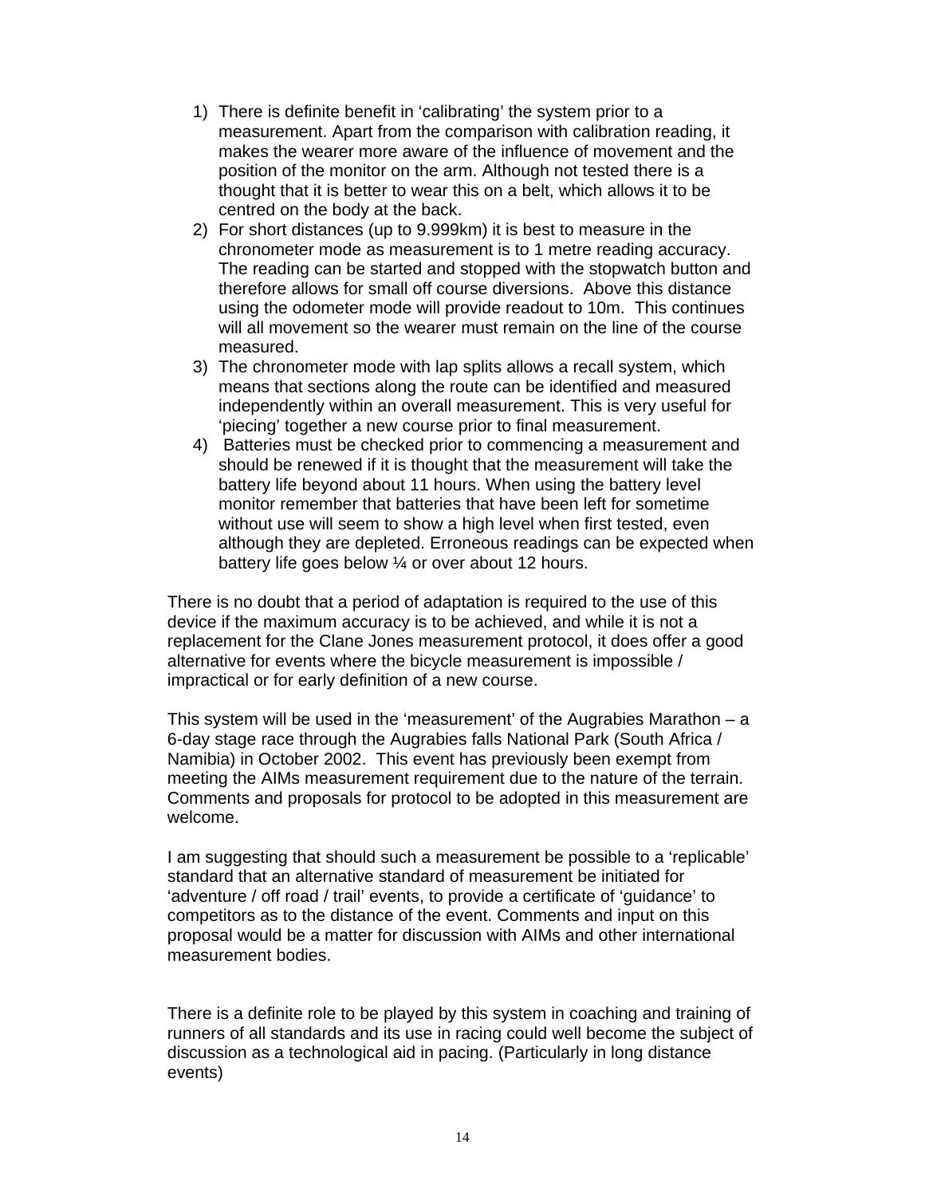1) There is definite benefit in 'calibrating' the system prior to a measurement. Apart from the comparison with calibration reading, it makes the wearer more aware of the influence of movement and the position of the monitor on the arm. Although not tested there is a thought that it is better to wear this on a belt, which allows it to be centred on the body at the back.
2) For short distances (up to 9.999km) it is best to measure in the chronometer mode as measurement is to 1 metre reading accuracy. The reading can be started and stopped with the stopwatch button and therefore allows for small off course diversions. Above this distance using the odometer mode will provide readout to 10m. This continues will all movement so the wearer must remain on the line of the course measured.
3) The chronometer mode with lap splits allows a recall system, which means that sections along the route can be identified and measured independently within an overall measurement. This is very useful for 'piecing' together a new course prior to final measurement.
4) Batteries must be checked prior to commencing a measurement and should be renewed if it is thought that the measurement will take the battery life beyond about 11 hours. When using the battery level monitor remember that batteries that have been left for sometime without use will seem to show a high level when first tested, even although they are depleted. Erroneous readings can be expected when battery life goes below ¼ or over about 12 hours.

There is no doubt that a period of adaptation is required to the use of this device if the maximum accuracy is to be achieved, and while it is not a replacement for the Clane Jones measurement protocol, it does offer a good alternative for events where the bicycle measurement is impossible / impractical or for early definition of a new course.

This system will be used in the 'measurement' of the Augrabies Marathon – a 6-day stage race through the Augrabies falls National Park (South Africa / Namibia) in October 2002. This event has previously been exempt from meeting the AIMs measurement requirement due to the nature of the terrain. Comments and proposals for protocol to be adopted in this measurement are welcome.

I am suggesting that should such a measurement be possible to a 'replicable' standard that an alternative standard of measurement be initiated for 'adventure / off road / trail' events, to provide a certificate of 'guidance' to competitors as to the distance of the event. Comments and input on this proposal would be a matter for discussion with AIMs and other international measurement bodies.

There is a definite role to be played by this system in coaching and training of runners of all standards and its use in racing could well become the subject of discussion as a technological aid in pacing. (Particularly in long distance events)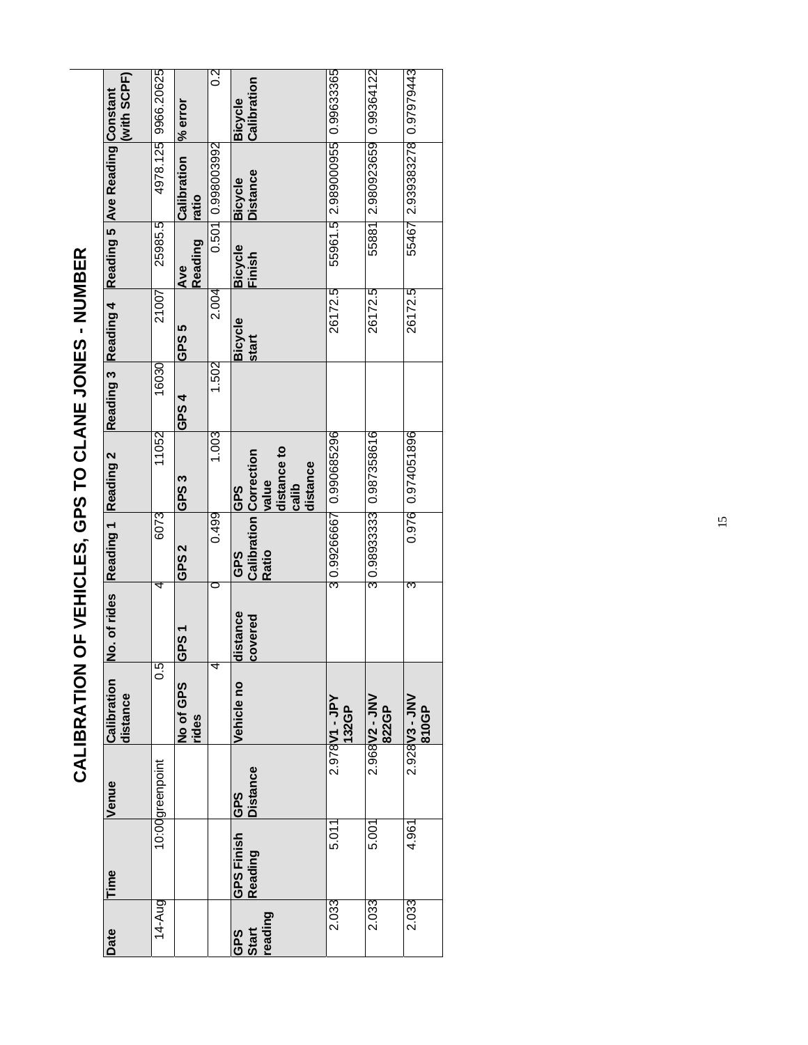# CALIBRATION OF VEHICLES, GPS TO CLANE JONES - NUMBER

| Date | Time | Venue | Calibration distance | No. of rides | Reading 1 | Reading 2 | Reading 3 | Reading 4 | Reading 5 | Ave Reading | Constant (with SCPF) |
|---|---|---|---|---|---|---|---|---|---|---|---|
| 14-Aug | 10:00 | greenpoint | 0.5 | 4 | 6073 | 11052 | 16030 | 21007 | 25985.5 | 4978.125 | 9966.20625 |
| | | | No of GPS rides | GPS 1 | GPS 2 | GPS 3 | GPS 4 | GPS 5 | Ave Reading | Calibration ratio | % error |
| | | | 4 | 0 | 0.499 | 1.003 | 1.502 | 2.004 | 0.501 | 0.998003992 | 0.2 |
| GPS Start reading | GPS Finish Reading | GPS Distance | Vehicle no | distance covered | GPS Calibration Ratio | GPS Correction value distance to calib distance | | Bicycle start | Bicycle Finish | Bicycle Distance | Bicycle Calibration |
| 2.033 | 5.011 | 2.978 | V1 - JPY 132GP | 3 | 0.99266667 | 0.990685296 | | 26172.5 | 55961.5 | 2.989000955 | 0.99633365 |
| 2.033 | 5.001 | 2.968 | V2 - JNV 822GP | 3 | 0.98933333 | 0.987358616 | | 26172.5 | 55881 | 2.980923659 | 0.99364122 |
| 2.033 | 4.961 | 2.928 | V3 - JNV 810GP | 3 | 0.976 | 0.974051896 | | 26172.5 | 55467 | 2.939383278 | 0.97979443 |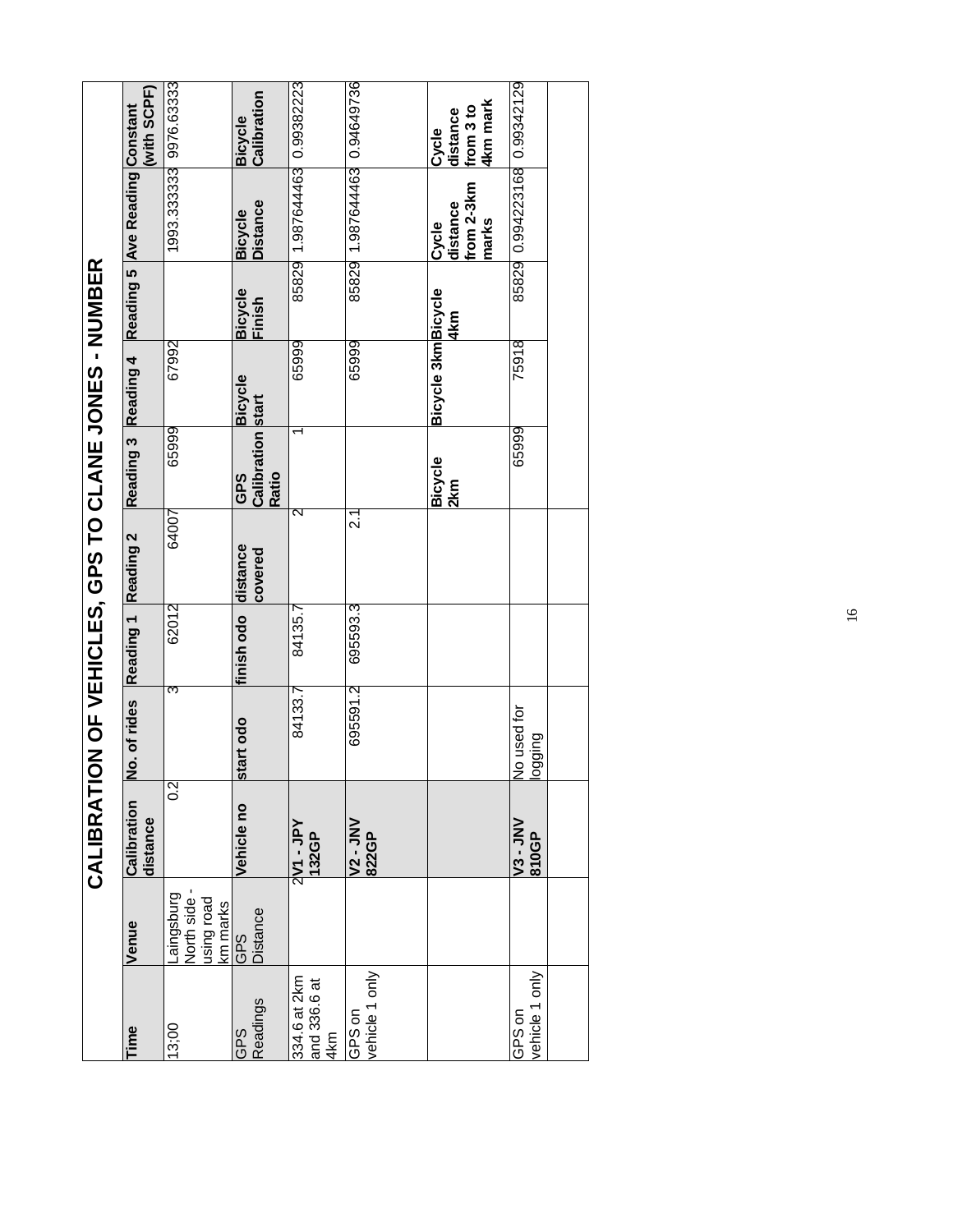# CALIBRATION OF VEHICLES, GPS TO CLANE JONES - NUMBER

| Time | Venue | Calibration distance | No. of rides | Reading 1 | Reading 2 | Reading 3 | Reading 4 | Reading 5 | Ave Reading | Constant (with SCPF) |
|---|---|---|---|---|---|---|---|---|---|---|
| 13;00 | Laingsburg North side - using road km marks | 0.2 | 3 | 62012 | 64007 | 65999 | 67992 | | 1993.333333 | 9976.63333 |
| GPS Readings | GPS Distance | **Vehicle no** | **start odo** | **finish odo** | **distance covered** | **GPS Calibration Ratio** | **Bicycle start** | **Bicycle Finish** | **Bicycle Distance** | **Bicycle Calibration** |
| 334.6 at 2km and 336.6 at 4km | 2 | **V1 - JPY 132GP** | 84133.7 | 84135.7 | 2 | 1 | 65999 | 85829 | 1.987644463 | 0.99382223 |
| GPS on vehicle 1 only | | **V2 - JNV 822GP** | 695591.2 | 695593.3 | 2.1 | | 65999 | 85829 | 1.987644463 | 0.94649736 |
| | | | | | | **Bicycle 2km** | **Bicycle 3km** | **Bicycle 4km** | **Cycle distance from 2-3km marks** | **Cycle distance from 3 to 4km mark** |
| GPS on vehicle 1 only | | **V3 - JNV 810GP** | No used for logging | | | 65999 | 75918 | 85829 | 0.994223168 | 0.99342129 |
| | | | | | | | | | | |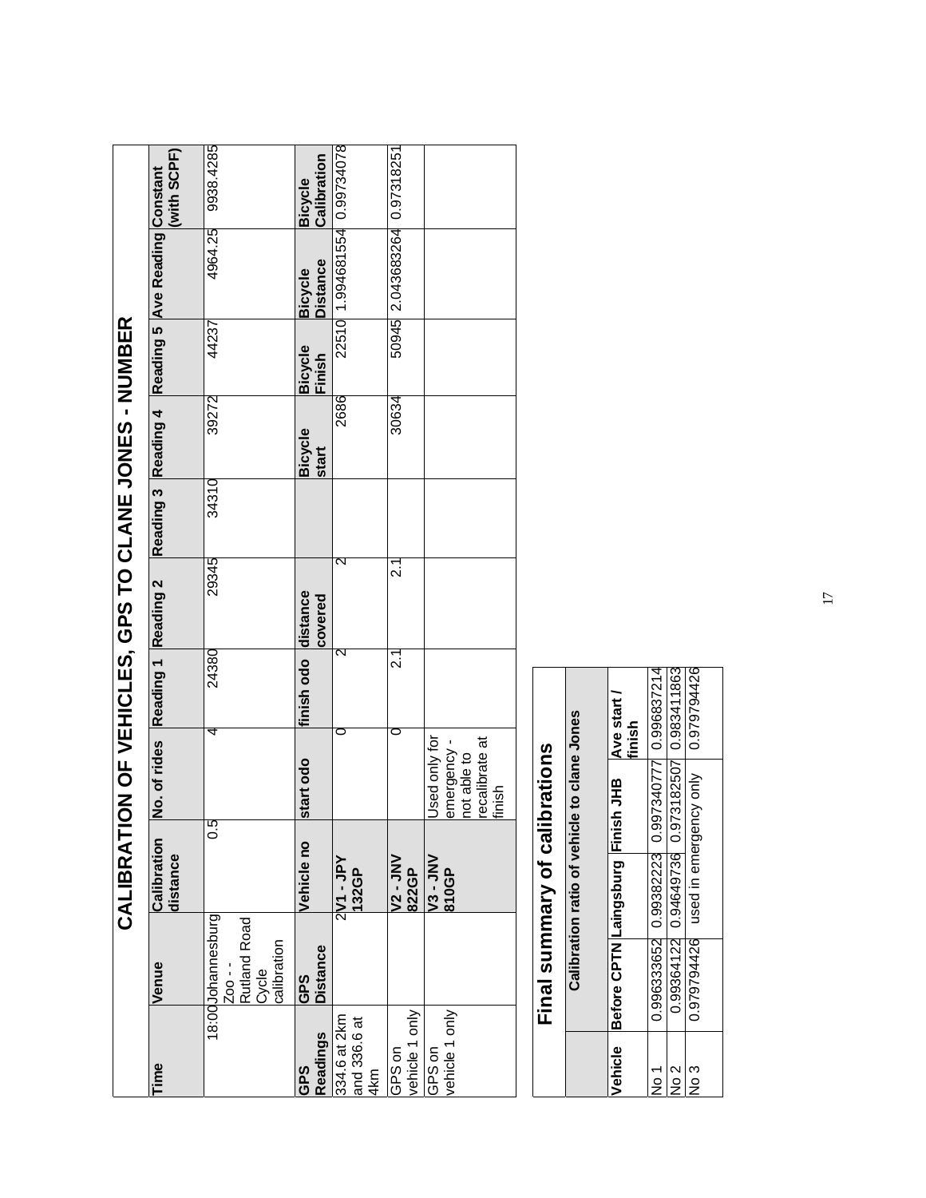# CALIBRATION OF VEHICLES, GPS TO CLANE JONES - NUMBER

| Time | Venue | Calibration distance | No. of rides | Reading 1 | Reading 2 | Reading 3 | Reading 4 | Reading 5 | Ave Reading | Constant (with SCPF) |
|---|---|---|---|---|---|---|---|---|---|---|
| 18:00 | Johannesburg Zoo - - Rutland Road Cycle calibration | 0.5 | 4 | 24380 | 29345 | 34310 | 39272 | 44237 | 4964.25 | 9938.4285 |
| **GPS Readings** | **GPS Distance** | **Vehicle no** | **start odo** | **finish odo** | **distance covered** | | **Bicycle start** | **Bicycle Finish** | **Bicycle Distance** | **Bicycle Calibration** |
| 334.6 at 2km and 336.6 at 4km | 2 | V1 - JPY 132GP | 0 | 2 | 2 | | 2686 | 22510 | 1.994681554 | 0.99734078 |
| GPS on vehicle 1 only | | V2 - JNV 822GP | 0 | 2.1 | 2.1 | | 30634 | 50945 | 2.043683264 | 0.97318251 |
| GPS on vehicle 1 only | | V3 - JNV 810GP | Used only for emergency - not able to recalibrate at finish | | | | | | | |

## Final summary of calibrations

| | Calibration ratio of vehicle to clane Jones | | | |
|---|---|---|---|---|
| **Vehicle** | **Before CPTN** | **Laingsburg** | **Finish JHB** | **Ave start / finish** |
| No 1 | 0.996333652 | 0.99382223 | 0.997340777 | 0.996837214 |
| No 2 | 0.99364122 | 0.94649736 | 0.973182507 | 0.983411863 |
| No 3 | 0.979794426 | used in emergency only | | 0.979794426 |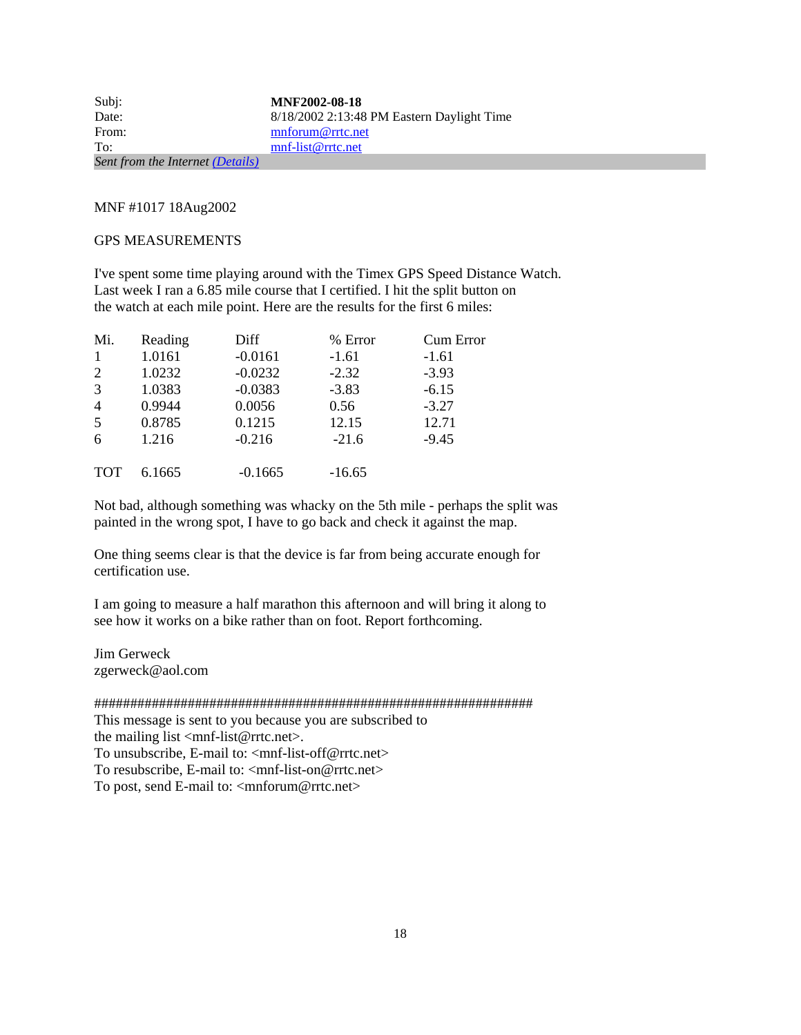| Subj: | **MNF2002-08-18** |
|---|---|
| Date: | 8/18/2002 2:13:48 PM Eastern Daylight Time |
| From: | mnforum@rrtc.net |
| To: | mnf-list@rrtc.net |
| *Sent from the Internet (Details)* | |

MNF #1017 18Aug2002

GPS MEASUREMENTS

I've spent some time playing around with the Timex GPS Speed Distance Watch. Last week I ran a 6.85 mile course that I certified. I hit the split button on the watch at each mile point. Here are the results for the first 6 miles:

| Mi. | Reading | Diff | % Error | Cum Error |
|---|---|---|---|---|
| 1 | 1.0161 | -0.0161 | -1.61 | -1.61 |
| 2 | 1.0232 | -0.0232 | -2.32 | -3.93 |
| 3 | 1.0383 | -0.0383 | -3.83 | -6.15 |
| 4 | 0.9944 | 0.0056 | 0.56 | -3.27 |
| 5 | 0.8785 | 0.1215 | 12.15 | 12.71 |
| 6 | 1.216 | -0.216 | -21.6 | -9.45 |
| | | | | |
| TOT | 6.1665 | -0.1665 | -16.65 | |

Not bad, although something was whacky on the 5th mile - perhaps the split was painted in the wrong spot, I have to go back and check it against the map.

One thing seems clear is that the device is far from being accurate enough for certification use.

I am going to measure a half marathon this afternoon and will bring it along to see how it works on a bike rather than on foot. Report forthcoming.

Jim Gerweck
zgerweck@aol.com

################################################################
This message is sent to you because you are subscribed to
the mailing list <mnf-list@rrtc.net>.
To unsubscribe, E-mail to: <mnf-list-off@rrtc.net>
To resubscribe, E-mail to: <mnf-list-on@rrtc.net>
To post, send E-mail to: <mnforum@rrtc.net>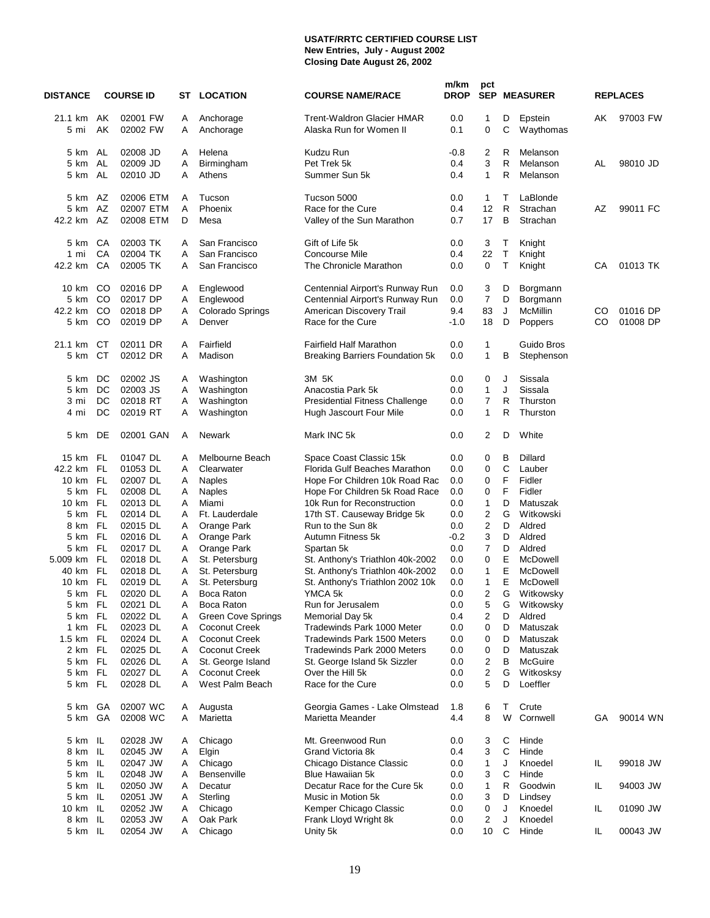**USATF/RRTC CERTIFIED COURSE LIST**
**New Entries, July - August 2002**
**Closing Date August 26, 2002**

| DISTANCE | | COURSE ID | ST | LOCATION | COURSE NAME/RACE | m/km DROP | pct SEP | | MEASURER | REPLACES | |
|---|---|---|---|---|---|---|---|---|---|---|---|
| 21.1 km | AK | 02001 FW | A | Anchorage | Trent-Waldron Glacier HMAR | 0.0 | 1 | D | Epstein | AK | 97003 FW |
| 5 mi | AK | 02002 FW | A | Anchorage | Alaska Run for Women II | 0.1 | 0 | C | Waythomas | | |
| 5 km | AL | 02008 JD | A | Helena | Kudzu Run | -0.8 | 2 | R | Melanson | | |
| 5 km | AL | 02009 JD | A | Birmingham | Pet Trek 5k | 0.4 | 3 | R | Melanson | AL | 98010 JD |
| 5 km | AL | 02010 JD | A | Athens | Summer Sun 5k | 0.4 | 1 | R | Melanson | | |
| 5 km | AZ | 02006 ETM | A | Tucson | Tucson 5000 | 0.0 | 1 | T | LaBlonde | | |
| 5 km | AZ | 02007 ETM | A | Phoenix | Race for the Cure | 0.4 | 12 | R | Strachan | AZ | 99011 FC |
| 42.2 km | AZ | 02008 ETM | D | Mesa | Valley of the Sun Marathon | 0.7 | 17 | B | Strachan | | |
| 5 km | CA | 02003 TK | A | San Francisco | Gift of Life 5k | 0.0 | 3 | T | Knight | | |
| 1 mi | CA | 02004 TK | A | San Francisco | Concourse Mile | 0.4 | 22 | T | Knight | | |
| 42.2 km | CA | 02005 TK | A | San Francisco | The Chronicle Marathon | 0.0 | 0 | T | Knight | CA | 01013 TK |
| 10 km | CO | 02016 DP | A | Englewood | Centennial Airport's Runway Run | 0.0 | 3 | D | Borgmann | | |
| 5 km | CO | 02017 DP | A | Englewood | Centennial Airport's Runway Run | 0.0 | 7 | D | Borgmann | | |
| 42.2 km | CO | 02018 DP | A | Colorado Springs | American Discovery Trail | 9.4 | 83 | J | McMillin | CO | 01016 DP |
| 5 km | CO | 02019 DP | A | Denver | Race for the Cure | -1.0 | 18 | D | Poppers | CO | 01008 DP |
| 21.1 km | CT | 02011 DR | A | Fairfield | Fairfield Half Marathon | 0.0 | 1 | | Guido Bros | | |
| 5 km | CT | 02012 DR | A | Madison | Breaking Barriers Foundation 5k | 0.0 | 1 | B | Stephenson | | |
| 5 km | DC | 02002 JS | A | Washington | 3M 5K | 0.0 | 0 | J | Sissala | | |
| 5 km | DC | 02003 JS | A | Washington | Anacostia Park 5k | 0.0 | 1 | J | Sissala | | |
| 3 mi | DC | 02018 RT | A | Washington | Presidential Fitness Challenge | 0.0 | 7 | R | Thurston | | |
| 4 mi | DC | 02019 RT | A | Washington | Hugh Jascourt Four Mile | 0.0 | 1 | R | Thurston | | |
| 5 km | DE | 02001 GAN | A | Newark | Mark INC 5k | 0.0 | 2 | D | White | | |
| 15 km | FL | 01047 DL | A | Melbourne Beach | Space Coast Classic 15k | 0.0 | 0 | B | Dillard | | |
| 42.2 km | FL | 01053 DL | A | Clearwater | Florida Gulf Beaches Marathon | 0.0 | 0 | C | Lauber | | |
| 10 km | FL | 02007 DL | A | Naples | Hope For Children 10k Road Rac | 0.0 | 0 | F | Fidler | | |
| 5 km | FL | 02008 DL | A | Naples | Hope For Children 5k Road Race | 0.0 | 0 | F | Fidler | | |
| 10 km | FL | 02013 DL | A | Miami | 10k Run for Reconstruction | 0.0 | 1 | D | Matuszak | | |
| 5 km | FL | 02014 DL | A | Ft. Lauderdale | 17th ST. Causeway Bridge 5k | 0.0 | 2 | G | Witkowski | | |
| 8 km | FL | 02015 DL | A | Orange Park | Run to the Sun 8k | 0.0 | 2 | D | Aldred | | |
| 5 km | FL | 02016 DL | A | Orange Park | Autumn Fitness 5k | -0.2 | 3 | D | Aldred | | |
| 5 km | FL | 02017 DL | A | Orange Park | Spartan 5k | 0.0 | 7 | D | Aldred | | |
| 5.009 km | FL | 02018 DL | A | St. Petersburg | St. Anthony's Triathlon 40k-2002 | 0.0 | 0 | E | McDowell | | |
| 40 km | FL | 02018 DL | A | St. Petersburg | St. Anthony's Triathlon 40k-2002 | 0.0 | 1 | E | McDowell | | |
| 10 km | FL | 02019 DL | A | St. Petersburg | St. Anthony's Triathlon 2002 10k | 0.0 | 1 | E | McDowell | | |
| 5 km | FL | 02020 DL | A | Boca Raton | YMCA 5k | 0.0 | 2 | G | Witkowsky | | |
| 5 km | FL | 02021 DL | A | Boca Raton | Run for Jerusalem | 0.0 | 5 | G | Witkowsky | | |
| 5 km | FL | 02022 DL | A | Green Cove Springs | Memorial Day 5k | 0.4 | 2 | D | Aldred | | |
| 1 km | FL | 02023 DL | A | Coconut Creek | Tradewinds Park 1000 Meter | 0.0 | 0 | D | Matuszak | | |
| 1.5 km | FL | 02024 DL | A | Coconut Creek | Tradewinds Park 1500 Meters | 0.0 | 0 | D | Matuszak | | |
| 2 km | FL | 02025 DL | A | Coconut Creek | Tradewinds Park 2000 Meters | 0.0 | 0 | D | Matuszak | | |
| 5 km | FL | 02026 DL | A | St. George Island | St. George Island 5k Sizzler | 0.0 | 2 | B | McGuire | | |
| 5 km | FL | 02027 DL | A | Coconut Creek | Over the Hill 5k | 0.0 | 2 | G | Witkosksy | | |
| 5 km | FL | 02028 DL | A | West Palm Beach | Race for the Cure | 0.0 | 5 | D | Loeffler | | |
| 5 km | GA | 02007 WC | A | Augusta | Georgia Games - Lake Olmstead | 1.8 | 6 | T | Crute | | |
| 5 km | GA | 02008 WC | A | Marietta | Marietta Meander | 4.4 | 8 | W | Cornwell | GA | 90014 WN |
| 5 km | IL | 02028 JW | A | Chicago | Mt. Greenwood Run | 0.0 | 3 | C | Hinde | | |
| 8 km | IL | 02045 JW | A | Elgin | Grand Victoria 8k | 0.4 | 3 | C | Hinde | | |
| 5 km | IL | 02047 JW | A | Chicago | Chicago Distance Classic | 0.0 | 1 | J | Knoedel | IL | 99018 JW |
| 5 km | IL | 02048 JW | A | Bensenville | Blue Hawaiian 5k | 0.0 | 3 | C | Hinde | | |
| 5 km | IL | 02050 JW | A | Decatur | Decatur Race for the Cure 5k | 0.0 | 1 | R | Goodwin | IL | 94003 JW |
| 5 km | IL | 02051 JW | A | Sterling | Music in Motion 5k | 0.0 | 3 | D | Lindsey | | |
| 10 km | IL | 02052 JW | A | Chicago | Kemper Chicago Classic | 0.0 | 0 | J | Knoedel | IL | 01090 JW |
| 8 km | IL | 02053 JW | A | Oak Park | Frank Lloyd Wright 8k | 0.0 | 2 | J | Knoedel | | |
| 5 km | IL | 02054 JW | A | Chicago | Unity 5k | 0.0 | 10 | C | Hinde | IL | 00043 JW |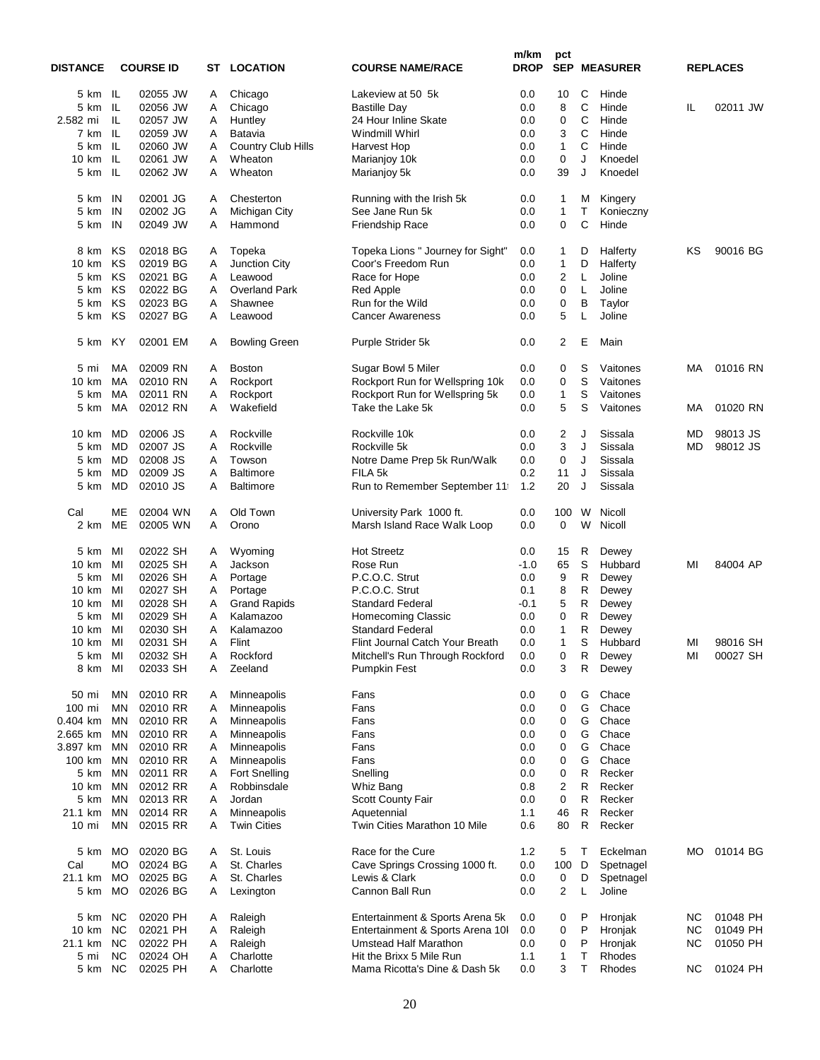| DISTANCE | | COURSE ID | ST | LOCATION | COURSE NAME/RACE | m/km DROP | pct SEP | | MEASURER | REPLACES | |
|---|---|---|---|---|---|---|---|---|---|---|---|
| 5 km | IL | 02055 JW | A | Chicago | Lakeview at 50 5k | 0.0 | 10 | C | Hinde | | |
| 5 km | IL | 02056 JW | A | Chicago | Bastille Day | 0.0 | 8 | C | Hinde | IL | 02011 JW |
| 2.582 mi | IL | 02057 JW | A | Huntley | 24 Hour Inline Skate | 0.0 | 0 | C | Hinde | | |
| 7 km | IL | 02059 JW | A | Batavia | Windmill Whirl | 0.0 | 3 | C | Hinde | | |
| 5 km | IL | 02060 JW | A | Country Club Hills | Harvest Hop | 0.0 | 1 | C | Hinde | | |
| 10 km | IL | 02061 JW | A | Wheaton | Marianjoy 10k | 0.0 | 0 | J | Knoedel | | |
| 5 km | IL | 02062 JW | A | Wheaton | Marianjoy 5k | 0.0 | 39 | J | Knoedel | | |
| 5 km | IN | 02001 JG | A | Chesterton | Running with the Irish 5k | 0.0 | 1 | M | Kingery | | |
| 5 km | IN | 02002 JG | A | Michigan City | See Jane Run 5k | 0.0 | 1 | T | Konieczny | | |
| 5 km | IN | 02049 JW | A | Hammond | Friendship Race | 0.0 | 0 | C | Hinde | | |
| 8 km | KS | 02018 BG | A | Topeka | Topeka Lions " Journey for Sight" | 0.0 | 1 | D | Halferty | KS | 90016 BG |
| 10 km | KS | 02019 BG | A | Junction City | Coor's Freedom Run | 0.0 | 1 | D | Halferty | | |
| 5 km | KS | 02021 BG | A | Leawood | Race for Hope | 0.0 | 2 | L | Joline | | |
| 5 km | KS | 02022 BG | A | Overland Park | Red Apple | 0.0 | 0 | L | Joline | | |
| 5 km | KS | 02023 BG | A | Shawnee | Run for the Wild | 0.0 | 0 | B | Taylor | | |
| 5 km | KS | 02027 BG | A | Leawood | Cancer Awareness | 0.0 | 5 | L | Joline | | |
| 5 km | KY | 02001 EM | A | Bowling Green | Purple Strider 5k | 0.0 | 2 | E | Main | | |
| 5 mi | MA | 02009 RN | A | Boston | Sugar Bowl 5 Miler | 0.0 | 0 | S | Vaitones | MA | 01016 RN |
| 10 km | MA | 02010 RN | A | Rockport | Rockport Run for Wellspring 10k | 0.0 | 0 | S | Vaitones | | |
| 5 km | MA | 02011 RN | A | Rockport | Rockport Run for Wellspring 5k | 0.0 | 1 | S | Vaitones | | |
| 5 km | MA | 02012 RN | A | Wakefield | Take the Lake 5k | 0.0 | 5 | S | Vaitones | MA | 01020 RN |
| 10 km | MD | 02006 JS | A | Rockville | Rockville 10k | 0.0 | 2 | J | Sissala | MD | 98013 JS |
| 5 km | MD | 02007 JS | A | Rockville | Rockville 5k | 0.0 | 3 | J | Sissala | MD | 98012 JS |
| 5 km | MD | 02008 JS | A | Towson | Notre Dame Prep 5k Run/Walk | 0.0 | 0 | J | Sissala | | |
| 5 km | MD | 02009 JS | A | Baltimore | FILA 5k | 0.2 | 11 | J | Sissala | | |
| 5 km | MD | 02010 JS | A | Baltimore | Run to Remember September 11 | 1.2 | 20 | J | Sissala | | |
| Cal | ME | 02004 WN | A | Old Town | University Park 1000 ft. | 0.0 | 100 | W | Nicoll | | |
| 2 km | ME | 02005 WN | A | Orono | Marsh Island Race Walk Loop | 0.0 | 0 | W | Nicoll | | |
| 5 km | MI | 02022 SH | A | Wyoming | Hot Streetz | 0.0 | 15 | R | Dewey | | |
| 10 km | MI | 02025 SH | A | Jackson | Rose Run | -1.0 | 65 | S | Hubbard | MI | 84004 AP |
| 5 km | MI | 02026 SH | A | Portage | P.C.O.C. Strut | 0.0 | 9 | R | Dewey | | |
| 10 km | MI | 02027 SH | A | Portage | P.C.O.C. Strut | 0.1 | 8 | R | Dewey | | |
| 10 km | MI | 02028 SH | A | Grand Rapids | Standard Federal | -0.1 | 5 | R | Dewey | | |
| 5 km | MI | 02029 SH | A | Kalamazoo | Homecoming Classic | 0.0 | 0 | R | Dewey | | |
| 10 km | MI | 02030 SH | A | Kalamazoo | Standard Federal | 0.0 | 1 | R | Dewey | | |
| 10 km | MI | 02031 SH | A | Flint | Flint Journal Catch Your Breath | 0.0 | 1 | S | Hubbard | MI | 98016 SH |
| 5 km | MI | 02032 SH | A | Rockford | Mitchell's Run Through Rockford | 0.0 | 0 | R | Dewey | MI | 00027 SH |
| 8 km | MI | 02033 SH | A | Zeeland | Pumpkin Fest | 0.0 | 3 | R | Dewey | | |
| 50 mi | MN | 02010 RR | A | Minneapolis | Fans | 0.0 | 0 | G | Chace | | |
| 100 mi | MN | 02010 RR | A | Minneapolis | Fans | 0.0 | 0 | G | Chace | | |
| 0.404 km | MN | 02010 RR | A | Minneapolis | Fans | 0.0 | 0 | G | Chace | | |
| 2.665 km | MN | 02010 RR | A | Minneapolis | Fans | 0.0 | 0 | G | Chace | | |
| 3.897 km | MN | 02010 RR | A | Minneapolis | Fans | 0.0 | 0 | G | Chace | | |
| 100 km | MN | 02010 RR | A | Minneapolis | Fans | 0.0 | 0 | G | Chace | | |
| 5 km | MN | 02011 RR | A | Fort Snelling | Snelling | 0.0 | 0 | R | Recker | | |
| 10 km | MN | 02012 RR | A | Robbinsdale | Whiz Bang | 0.8 | 2 | R | Recker | | |
| 5 km | MN | 02013 RR | A | Jordan | Scott County Fair | 0.0 | 0 | R | Recker | | |
| 21.1 km | MN | 02014 RR | A | Minneapolis | Aquetennial | 1.1 | 46 | R | Recker | | |
| 10 mi | MN | 02015 RR | A | Twin Cities | Twin Cities Marathon 10 Mile | 0.6 | 80 | R | Recker | | |
| 5 km | MO | 02020 BG | A | St. Louis | Race for the Cure | 1.2 | 5 | T | Eckelman | MO | 01014 BG |
| Cal | MO | 02024 BG | A | St. Charles | Cave Springs Crossing 1000 ft. | 0.0 | 100 | D | Spetnagel | | |
| 21.1 km | MO | 02025 BG | A | St. Charles | Lewis & Clark | 0.0 | 0 | D | Spetnagel | | |
| 5 km | MO | 02026 BG | A | Lexington | Cannon Ball Run | 0.0 | 2 | L | Joline | | |
| 5 km | NC | 02020 PH | A | Raleigh | Entertainment & Sports Arena 5k | 0.0 | 0 | P | Hronjak | NC | 01048 PH |
| 10 km | NC | 02021 PH | A | Raleigh | Entertainment & Sports Arena 10l | 0.0 | 0 | P | Hronjak | NC | 01049 PH |
| 21.1 km | NC | 02022 PH | A | Raleigh | Umstead Half Marathon | 0.0 | 0 | P | Hronjak | NC | 01050 PH |
| 5 mi | NC | 02024 OH | A | Charlotte | Hit the Brixx 5 Mile Run | 1.1 | 1 | T | Rhodes | | |
| 5 km | NC | 02025 PH | A | Charlotte | Mama Ricotta's Dine & Dash 5k | 0.0 | 3 | T | Rhodes | NC | 01024 PH |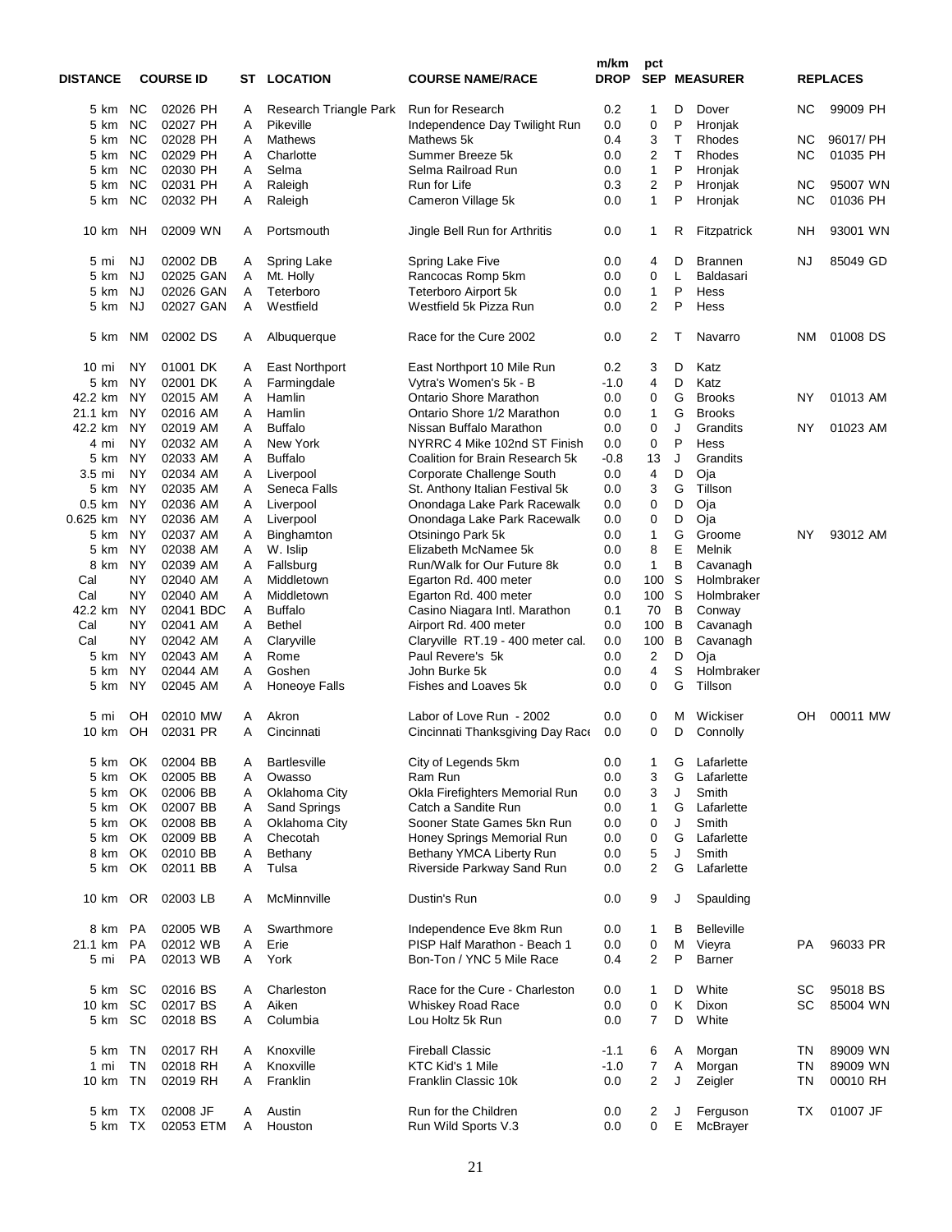| DISTANCE | | COURSE ID | ST | LOCATION | COURSE NAME/RACE | m/km DROP | pct SEP | | MEASURER | REPLACES | |
|---|---|---|---|---|---|---|---|---|---|---|---|
| 5 km | NC | 02026 PH | A | Research Triangle Park | Run for Research | 0.2 | 1 | D | Dover | NC | 99009 PH |
| 5 km | NC | 02027 PH | A | Pikeville | Independence Day Twilight Run | 0.0 | 0 | P | Hronjak | | |
| 5 km | NC | 02028 PH | A | Mathews | Mathews 5k | 0.4 | 3 | T | Rhodes | NC | 96017/ PH |
| 5 km | NC | 02029 PH | A | Charlotte | Summer Breeze 5k | 0.0 | 2 | T | Rhodes | NC | 01035 PH |
| 5 km | NC | 02030 PH | A | Selma | Selma Railroad Run | 0.0 | 1 | P | Hronjak | | |
| 5 km | NC | 02031 PH | A | Raleigh | Run for Life | 0.3 | 2 | P | Hronjak | NC | 95007 WN |
| 5 km | NC | 02032 PH | A | Raleigh | Cameron Village 5k | 0.0 | 1 | P | Hronjak | NC | 01036 PH |
| 10 km | NH | 02009 WN | A | Portsmouth | Jingle Bell Run for Arthritis | 0.0 | 1 | R | Fitzpatrick | NH | 93001 WN |
| 5 mi | NJ | 02002 DB | A | Spring Lake | Spring Lake Five | 0.0 | 4 | D | Brannen | NJ | 85049 GD |
| 5 km | NJ | 02025 GAN | A | Mt. Holly | Rancocas Romp 5km | 0.0 | 0 | L | Baldasari | | |
| 5 km | NJ | 02026 GAN | A | Teterboro | Teterboro Airport 5k | 0.0 | 1 | P | Hess | | |
| 5 km | NJ | 02027 GAN | A | Westfield | Westfield 5k Pizza Run | 0.0 | 2 | P | Hess | | |
| 5 km | NM | 02002 DS | A | Albuquerque | Race for the Cure 2002 | 0.0 | 2 | T | Navarro | NM | 01008 DS |
| 10 mi | NY | 01001 DK | A | East Northport | East Northport 10 Mile Run | 0.2 | 3 | D | Katz | | |
| 5 km | NY | 02001 DK | A | Farmingdale | Vytra's Women's 5k - B | -1.0 | 4 | D | Katz | | |
| 42.2 km | NY | 02015 AM | A | Hamlin | Ontario Shore Marathon | 0.0 | 0 | G | Brooks | NY | 01013 AM |
| 21.1 km | NY | 02016 AM | A | Hamlin | Ontario Shore 1/2 Marathon | 0.0 | 1 | G | Brooks | | |
| 42.2 km | NY | 02019 AM | A | Buffalo | Nissan Buffalo Marathon | 0.0 | 0 | J | Grandits | NY | 01023 AM |
| 4 mi | NY | 02032 AM | A | New York | NYRRC 4 Mike 102nd ST Finish | 0.0 | 0 | P | Hess | | |
| 5 km | NY | 02033 AM | A | Buffalo | Coalition for Brain Research 5k | -0.8 | 13 | J | Grandits | | |
| 3.5 mi | NY | 02034 AM | A | Liverpool | Corporate Challenge South | 0.0 | 4 | D | Oja | | |
| 5 km | NY | 02035 AM | A | Seneca Falls | St. Anthony Italian Festival 5k | 0.0 | 3 | G | Tillson | | |
| 0.5 km | NY | 02036 AM | A | Liverpool | Onondaga Lake Park Racewalk | 0.0 | 0 | D | Oja | | |
| 0.625 km | NY | 02036 AM | A | Liverpool | Onondaga Lake Park Racewalk | 0.0 | 0 | D | Oja | | |
| 5 km | NY | 02037 AM | A | Binghamton | Otsiningo Park 5k | 0.0 | 1 | G | Groome | NY | 93012 AM |
| 5 km | NY | 02038 AM | A | W. Islip | Elizabeth McNamee 5k | 0.0 | 8 | E | Melnik | | |
| 8 km | NY | 02039 AM | A | Fallsburg | Run/Walk for Our Future 8k | 0.0 | 1 | B | Cavanagh | | |
| Cal | NY | 02040 AM | A | Middletown | Egarton Rd. 400 meter | 0.0 | 100 | S | Holmbraker | | |
| Cal | NY | 02040 AM | A | Middletown | Egarton Rd. 400 meter | 0.0 | 100 | S | Holmbraker | | |
| 42.2 km | NY | 02041 BDC | A | Buffalo | Casino Niagara Intl. Marathon | 0.1 | 70 | B | Conway | | |
| Cal | NY | 02041 AM | A | Bethel | Airport Rd. 400 meter | 0.0 | 100 | B | Cavanagh | | |
| Cal | NY | 02042 AM | A | Claryville | Claryville RT.19 - 400 meter cal. | 0.0 | 100 | B | Cavanagh | | |
| 5 km | NY | 02043 AM | A | Rome | Paul Revere's 5k | 0.0 | 2 | D | Oja | | |
| 5 km | NY | 02044 AM | A | Goshen | John Burke 5k | 0.0 | 4 | S | Holmbraker | | |
| 5 km | NY | 02045 AM | A | Honeoye Falls | Fishes and Loaves 5k | 0.0 | 0 | G | Tillson | | |
| 5 mi | OH | 02010 MW | A | Akron | Labor of Love Run - 2002 | 0.0 | 0 | M | Wickiser | OH | 00011 MW |
| 10 km | OH | 02031 PR | A | Cincinnati | Cincinnati Thanksgiving Day Race | 0.0 | 0 | D | Connolly | | |
| 5 km | OK | 02004 BB | A | Bartlesville | City of Legends 5km | 0.0 | 1 | G | Lafarlette | | |
| 5 km | OK | 02005 BB | A | Owasso | Ram Run | 0.0 | 3 | G | Lafarlette | | |
| 5 km | OK | 02006 BB | A | Oklahoma City | Okla Firefighters Memorial Run | 0.0 | 3 | J | Smith | | |
| 5 km | OK | 02007 BB | A | Sand Springs | Catch a Sandite Run | 0.0 | 1 | G | Lafarlette | | |
| 5 km | OK | 02008 BB | A | Oklahoma City | Sooner State Games 5kn Run | 0.0 | 0 | J | Smith | | |
| 5 km | OK | 02009 BB | A | Checotah | Honey Springs Memorial Run | 0.0 | 0 | G | Lafarlette | | |
| 8 km | OK | 02010 BB | A | Bethany | Bethany YMCA Liberty Run | 0.0 | 5 | J | Smith | | |
| 5 km | OK | 02011 BB | A | Tulsa | Riverside Parkway Sand Run | 0.0 | 2 | G | Lafarlette | | |
| 10 km | OR | 02003 LB | A | McMinnville | Dustin's Run | 0.0 | 9 | J | Spaulding | | |
| 8 km | PA | 02005 WB | A | Swarthmore | Independence Eve 8km Run | 0.0 | 1 | B | Belleville | | |
| 21.1 km | PA | 02012 WB | A | Erie | PISP Half Marathon - Beach 1 | 0.0 | 0 | M | Vieyra | PA | 96033 PR |
| 5 mi | PA | 02013 WB | A | York | Bon-Ton / YNC 5 Mile Race | 0.4 | 2 | P | Barner | | |
| 5 km | SC | 02016 BS | A | Charleston | Race for the Cure - Charleston | 0.0 | 1 | D | White | SC | 95018 BS |
| 10 km | SC | 02017 BS | A | Aiken | Whiskey Road Race | 0.0 | 0 | K | Dixon | SC | 85004 WN |
| 5 km | SC | 02018 BS | A | Columbia | Lou Holtz 5k Run | 0.0 | 7 | D | White | | |
| 5 km | TN | 02017 RH | A | Knoxville | Fireball Classic | -1.1 | 6 | A | Morgan | TN | 89009 WN |
| 1 mi | TN | 02018 RH | A | Knoxville | KTC Kid's 1 Mile | -1.0 | 7 | A | Morgan | TN | 89009 WN |
| 10 km | TN | 02019 RH | A | Franklin | Franklin Classic 10k | 0.0 | 2 | J | Zeigler | TN | 00010 RH |
| 5 km | TX | 02008 JF | A | Austin | Run for the Children | 0.0 | 2 | J | Ferguson | TX | 01007 JF |
| 5 km | TX | 02053 ETM | A | Houston | Run Wild Sports V.3 | 0.0 | 0 | E | McBrayer | | |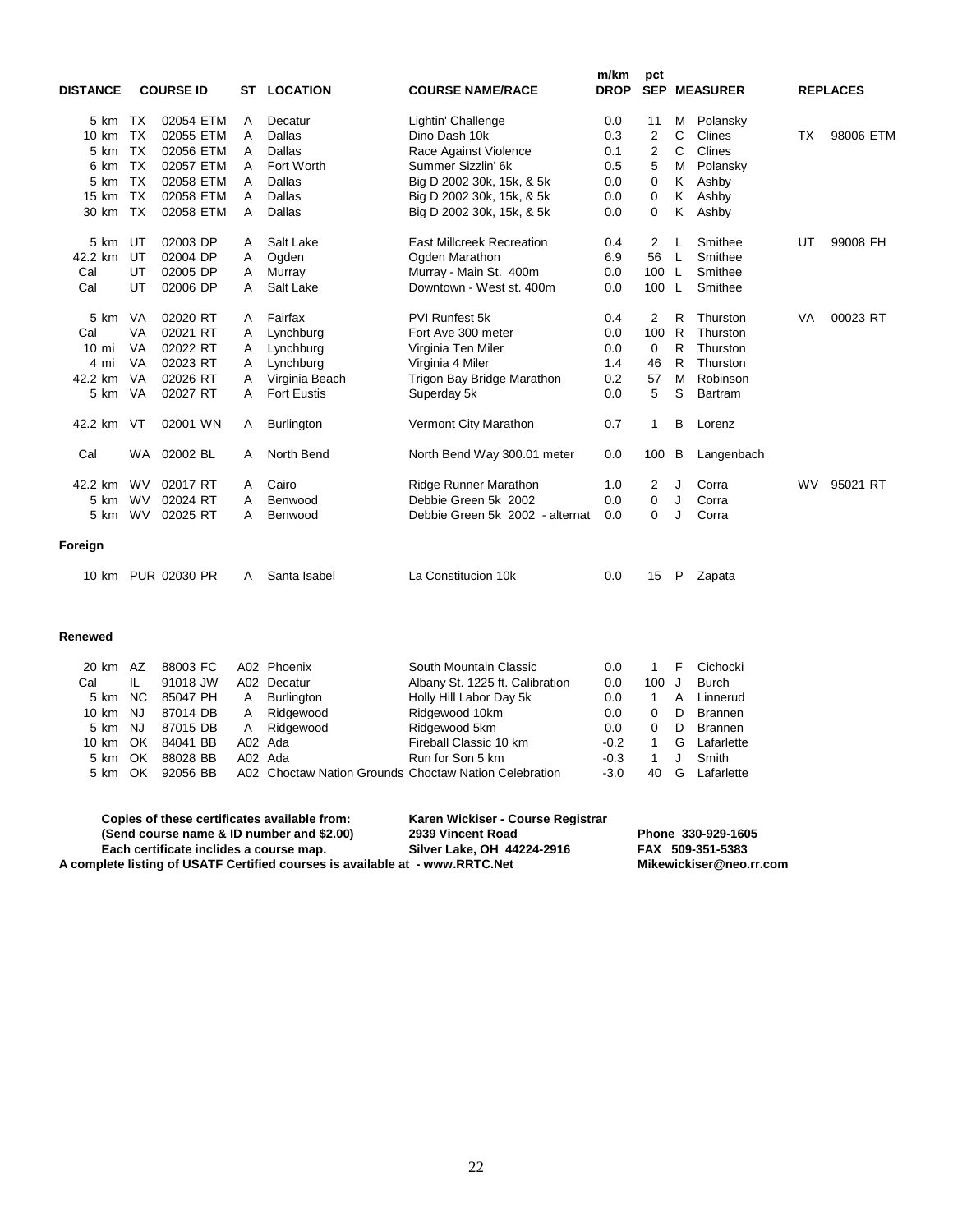| DISTANCE | | COURSE ID | ST | LOCATION | COURSE NAME/RACE | m/km DROP | pct SEP | | MEASURER | REPLACES | |
|---|---|---|---|---|---|---|---|---|---|---|---|
| 5 km | TX | 02054 ETM | A | Decatur | Lightin' Challenge | 0.0 | 11 | M | Polansky | | |
| 10 km | TX | 02055 ETM | A | Dallas | Dino Dash 10k | 0.3 | 2 | C | Clines | TX | 98006 ETM |
| 5 km | TX | 02056 ETM | A | Dallas | Race Against Violence | 0.1 | 2 | C | Clines | | |
| 6 km | TX | 02057 ETM | A | Fort Worth | Summer Sizzlin' 6k | 0.5 | 5 | M | Polansky | | |
| 5 km | TX | 02058 ETM | A | Dallas | Big D 2002 30k, 15k, & 5k | 0.0 | 0 | K | Ashby | | |
| 15 km | TX | 02058 ETM | A | Dallas | Big D 2002 30k, 15k, & 5k | 0.0 | 0 | K | Ashby | | |
| 30 km | TX | 02058 ETM | A | Dallas | Big D 2002 30k, 15k, & 5k | 0.0 | 0 | K | Ashby | | |
| 5 km | UT | 02003 DP | A | Salt Lake | East Millcreek Recreation | 0.4 | 2 | L | Smithee | UT | 99008 FH |
| 42.2 km | UT | 02004 DP | A | Ogden | Ogden Marathon | 6.9 | 56 | L | Smithee | | |
| Cal | UT | 02005 DP | A | Murray | Murray - Main St. 400m | 0.0 | 100 | L | Smithee | | |
| Cal | UT | 02006 DP | A | Salt Lake | Downtown - West st. 400m | 0.0 | 100 | L | Smithee | | |
| 5 km | VA | 02020 RT | A | Fairfax | PVI Runfest 5k | 0.4 | 2 | R | Thurston | VA | 00023 RT |
| Cal | VA | 02021 RT | A | Lynchburg | Fort Ave 300 meter | 0.0 | 100 | R | Thurston | | |
| 10 mi | VA | 02022 RT | A | Lynchburg | Virginia Ten Miler | 0.0 | 0 | R | Thurston | | |
| 4 mi | VA | 02023 RT | A | Lynchburg | Virginia 4 Miler | 1.4 | 46 | R | Thurston | | |
| 42.2 km | VA | 02026 RT | A | Virginia Beach | Trigon Bay Bridge Marathon | 0.2 | 57 | M | Robinson | | |
| 5 km | VA | 02027 RT | A | Fort Eustis | Superday 5k | 0.0 | 5 | S | Bartram | | |
| 42.2 km | VT | 02001 WN | A | Burlington | Vermont City Marathon | 0.7 | 1 | B | Lorenz | | |
| Cal | WA | 02002 BL | A | North Bend | North Bend Way 300.01 meter | 0.0 | 100 | B | Langenbach | | |
| 42.2 km | WV | 02017 RT | A | Cairo | Ridge Runner Marathon | 1.0 | 2 | J | Corra | WV | 95021 RT |
| 5 km | WV | 02024 RT | A | Benwood | Debbie Green 5k 2002 | 0.0 | 0 | J | Corra | | |
| 5 km | WV | 02025 RT | A | Benwood | Debbie Green 5k 2002 - alternat | 0.0 | 0 | J | Corra | | |

**Foreign**

| DISTANCE | | COURSE ID | ST | LOCATION | COURSE NAME/RACE | m/km DROP | pct SEP | | MEASURER |
|---|---|---|---|---|---|---|---|---|---|
| 10 km | PUR | 02030 PR | A | Santa Isabel | La Constitucion 10k | 0.0 | 15 | P | Zapata |

**Renewed**

| DISTANCE | | COURSE ID | ST | LOCATION | COURSE NAME/RACE | m/km DROP | pct SEP | | MEASURER |
|---|---|---|---|---|---|---|---|---|---|
| 20 km | AZ | 88003 FC | A02 | Phoenix | South Mountain Classic | 0.0 | 1 | F | Cichocki |
| Cal | IL | 91018 JW | A02 | Decatur | Albany St. 1225 ft. Calibration | 0.0 | 100 | J | Burch |
| 5 km | NC | 85047 PH | A | Burlington | Holly Hill Labor Day 5k | 0.0 | 1 | A | Linnerud |
| 10 km | NJ | 87014 DB | A | Ridgewood | Ridgewood 10km | 0.0 | 0 | D | Brannen |
| 5 km | NJ | 87015 DB | A | Ridgewood | Ridgewood 5km | 0.0 | 0 | D | Brannen |
| 10 km | OK | 84041 BB | A02 | Ada | Fireball Classic 10 km | -0.2 | 1 | G | Lafarlette |
| 5 km | OK | 88028 BB | A02 | Ada | Run for Son 5 km | -0.3 | 1 | J | Smith |
| 5 km | OK | 92056 BB | A02 | Choctaw Nation Grounds | Choctaw Nation Celebration | -3.0 | 40 | G | Lafarlette |

**Copies of these certificates available from:**
**(Send course name & ID number and $2.00)**
**Each certificate inclides a course map.**
**A complete listing of USATF Certified courses is available at - www.RRTC.Net**

**Karen Wickiser - Course Registrar**
**2939 Vincent Road**
**Silver Lake, OH 44224-2916**

**Phone 330-929-1605**
**FAX 509-351-5383**
**Mikewickiser@neo.rr.com**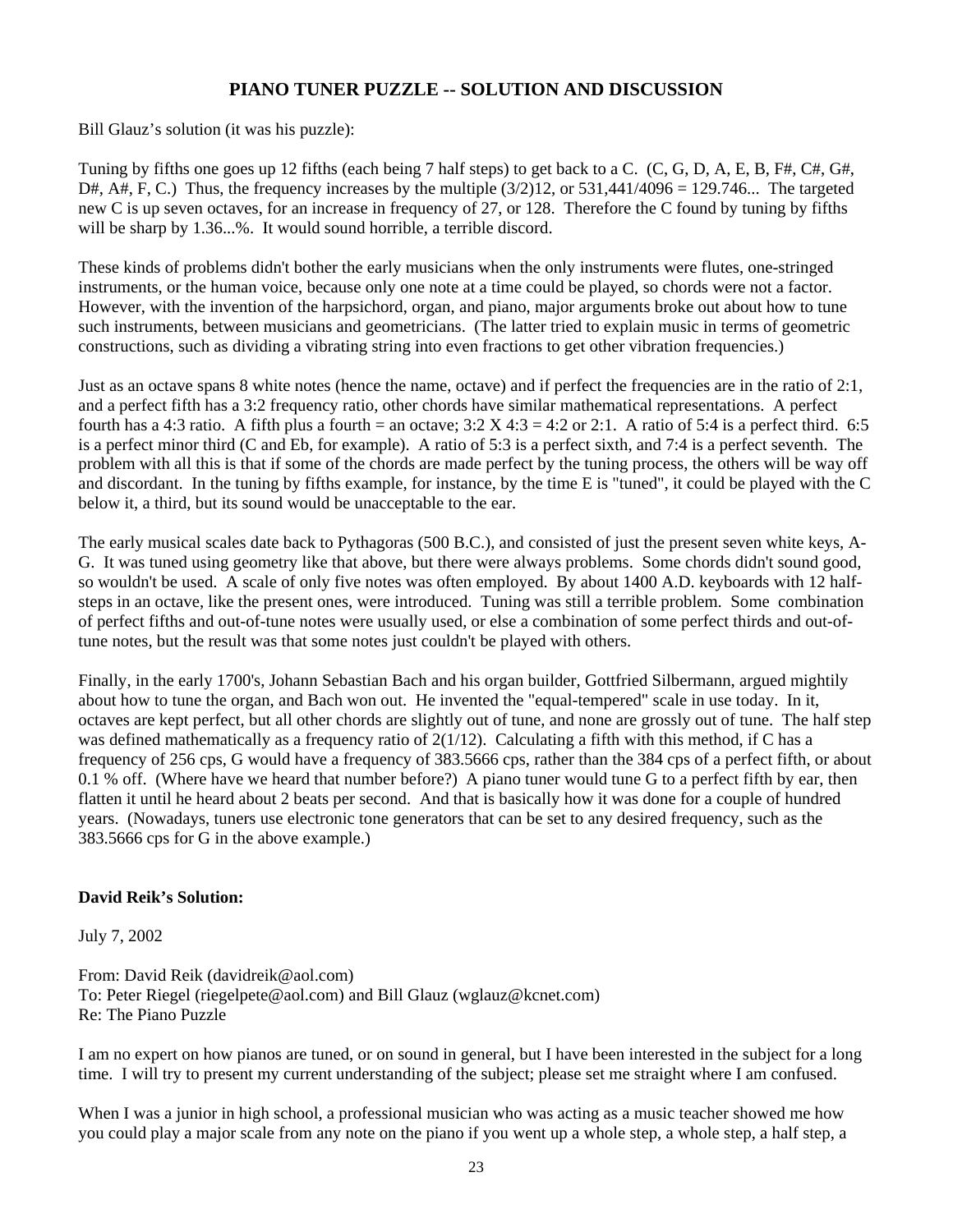# PIANO TUNER PUZZLE -- SOLUTION AND DISCUSSION

Bill Glauz's solution (it was his puzzle):

Tuning by fifths one goes up 12 fifths (each being 7 half steps) to get back to a C. (C, G, D, A, E, B, F#, C#, G#, D#, A#, F, C.) Thus, the frequency increases by the multiple $(3/2)^{12}$, or 531,441/4096 = 129.746... The targeted new C is up seven octaves, for an increase in frequency of $2^7$, or 128. Therefore the C found by tuning by fifths will be sharp by 1.36...%. It would sound horrible, a terrible discord.

These kinds of problems didn't bother the early musicians when the only instruments were flutes, one-stringed instruments, or the human voice, because only one note at a time could be played, so chords were not a factor. However, with the invention of the harpsichord, organ, and piano, major arguments broke out about how to tune such instruments, between musicians and geometricians. (The latter tried to explain music in terms of geometric constructions, such as dividing a vibrating string into even fractions to get other vibration frequencies.)

Just as an octave spans 8 white notes (hence the name, octave) and if perfect the frequencies are in the ratio of 2:1, and a perfect fifth has a 3:2 frequency ratio, other chords have similar mathematical representations. A perfect fourth has a 4:3 ratio. A fifth plus a fourth = an octave; 3:2 X 4:3 = 4:2 or 2:1. A ratio of 5:4 is a perfect third. 6:5 is a perfect minor third (C and Eb, for example). A ratio of 5:3 is a perfect sixth, and 7:4 is a perfect seventh. The problem with all this is that if some of the chords are made perfect by the tuning process, the others will be way off and discordant. In the tuning by fifths example, for instance, by the time E is "tuned", it could be played with the C below it, a third, but its sound would be unacceptable to the ear.

The early musical scales date back to Pythagoras (500 B.C.), and consisted of just the present seven white keys, A-G. It was tuned using geometry like that above, but there were always problems. Some chords didn't sound good, so wouldn't be used. A scale of only five notes was often employed. By about 1400 A.D. keyboards with 12 half-steps in an octave, like the present ones, were introduced. Tuning was still a terrible problem. Some combination of perfect fifths and out-of-tune notes were usually used, or else a combination of some perfect thirds and out-of-tune notes, but the result was that some notes just couldn't be played with others.

Finally, in the early 1700's, Johann Sebastian Bach and his organ builder, Gottfried Silbermann, argued mightily about how to tune the organ, and Bach won out. He invented the "equal-tempered" scale in use today. In it, octaves are kept perfect, but all other chords are slightly out of tune, and none are grossly out of tune. The half step was defined mathematically as a frequency ratio of $2^{(1/12)}$. Calculating a fifth with this method, if C has a frequency of 256 cps, G would have a frequency of 383.5666 cps, rather than the 384 cps of a perfect fifth, or about 0.1 % off. (Where have we heard that number before?) A piano tuner would tune G to a perfect fifth by ear, then flatten it until he heard about 2 beats per second. And that is basically how it was done for a couple of hundred years. (Nowadays, tuners use electronic tone generators that can be set to any desired frequency, such as the 383.5666 cps for G in the above example.)

**David Reik's Solution:**

July 7, 2002

From: David Reik (davidreik@aol.com)
To: Peter Riegel (riegelpete@aol.com) and Bill Glauz (wglauz@kcnet.com)
Re: The Piano Puzzle

I am no expert on how pianos are tuned, or on sound in general, but I have been interested in the subject for a long time. I will try to present my current understanding of the subject; please set me straight where I am confused.

When I was a junior in high school, a professional musician who was acting as a music teacher showed me how you could play a major scale from any note on the piano if you went up a whole step, a whole step, a half step, a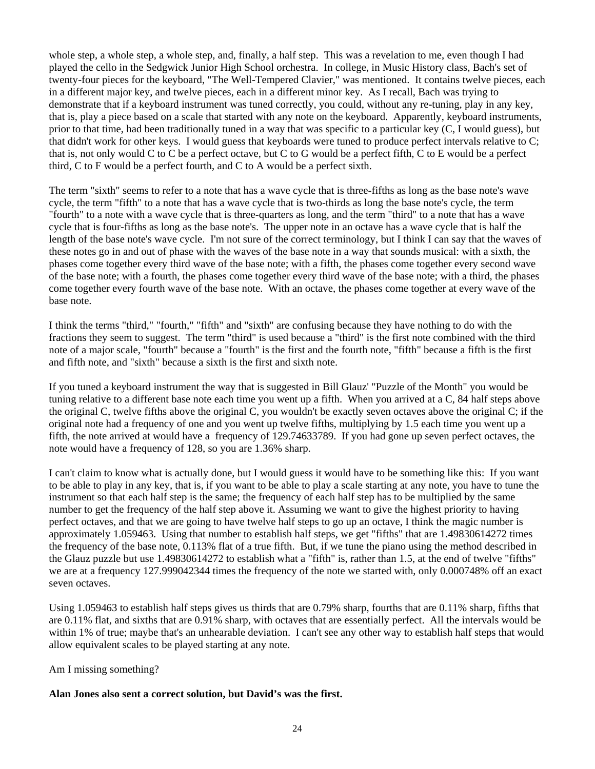whole step, a whole step, a whole step, and, finally, a half step. This was a revelation to me, even though I had played the cello in the Sedgwick Junior High School orchestra. In college, in Music History class, Bach's set of twenty-four pieces for the keyboard, "The Well-Tempered Clavier," was mentioned. It contains twelve pieces, each in a different major key, and twelve pieces, each in a different minor key. As I recall, Bach was trying to demonstrate that if a keyboard instrument was tuned correctly, you could, without any re-tuning, play in any key, that is, play a piece based on a scale that started with any note on the keyboard. Apparently, keyboard instruments, prior to that time, had been traditionally tuned in a way that was specific to a particular key (C, I would guess), but that didn't work for other keys. I would guess that keyboards were tuned to produce perfect intervals relative to C; that is, not only would C to C be a perfect octave, but C to G would be a perfect fifth, C to E would be a perfect third, C to F would be a perfect fourth, and C to A would be a perfect sixth.

The term "sixth" seems to refer to a note that has a wave cycle that is three-fifths as long as the base note's wave cycle, the term "fifth" to a note that has a wave cycle that is two-thirds as long the base note's cycle, the term "fourth" to a note with a wave cycle that is three-quarters as long, and the term "third" to a note that has a wave cycle that is four-fifths as long as the base note's. The upper note in an octave has a wave cycle that is half the length of the base note's wave cycle. I'm not sure of the correct terminology, but I think I can say that the waves of these notes go in and out of phase with the waves of the base note in a way that sounds musical: with a sixth, the phases come together every third wave of the base note; with a fifth, the phases come together every second wave of the base note; with a fourth, the phases come together every third wave of the base note; with a third, the phases come together every fourth wave of the base note. With an octave, the phases come together at every wave of the base note.

I think the terms "third," "fourth," "fifth" and "sixth" are confusing because they have nothing to do with the fractions they seem to suggest. The term "third" is used because a "third" is the first note combined with the third note of a major scale, "fourth" because a "fourth" is the first and the fourth note, "fifth" because a fifth is the first and fifth note, and "sixth" because a sixth is the first and sixth note.

If you tuned a keyboard instrument the way that is suggested in Bill Glauz' "Puzzle of the Month" you would be tuning relative to a different base note each time you went up a fifth. When you arrived at a C, 84 half steps above the original C, twelve fifths above the original C, you wouldn't be exactly seven octaves above the original C; if the original note had a frequency of one and you went up twelve fifths, multiplying by 1.5 each time you went up a fifth, the note arrived at would have a frequency of 129.74633789. If you had gone up seven perfect octaves, the note would have a frequency of 128, so you are 1.36% sharp.

I can't claim to know what is actually done, but I would guess it would have to be something like this: If you want to be able to play in any key, that is, if you want to be able to play a scale starting at any note, you have to tune the instrument so that each half step is the same; the frequency of each half step has to be multiplied by the same number to get the frequency of the half step above it. Assuming we want to give the highest priority to having perfect octaves, and that we are going to have twelve half steps to go up an octave, I think the magic number is approximately 1.059463. Using that number to establish half steps, we get "fifths" that are 1.49830614272 times the frequency of the base note, 0.113% flat of a true fifth. But, if we tune the piano using the method described in the Glauz puzzle but use 1.49830614272 to establish what a "fifth" is, rather than 1.5, at the end of twelve "fifths" we are at a frequency 127.999042344 times the frequency of the note we started with, only 0.000748% off an exact seven octaves.

Using 1.059463 to establish half steps gives us thirds that are 0.79% sharp, fourths that are 0.11% sharp, fifths that are 0.11% flat, and sixths that are 0.91% sharp, with octaves that are essentially perfect. All the intervals would be within 1% of true; maybe that's an unhearable deviation. I can't see any other way to establish half steps that would allow equivalent scales to be played starting at any note.

Am I missing something?

**Alan Jones also sent a correct solution, but David's was the first.**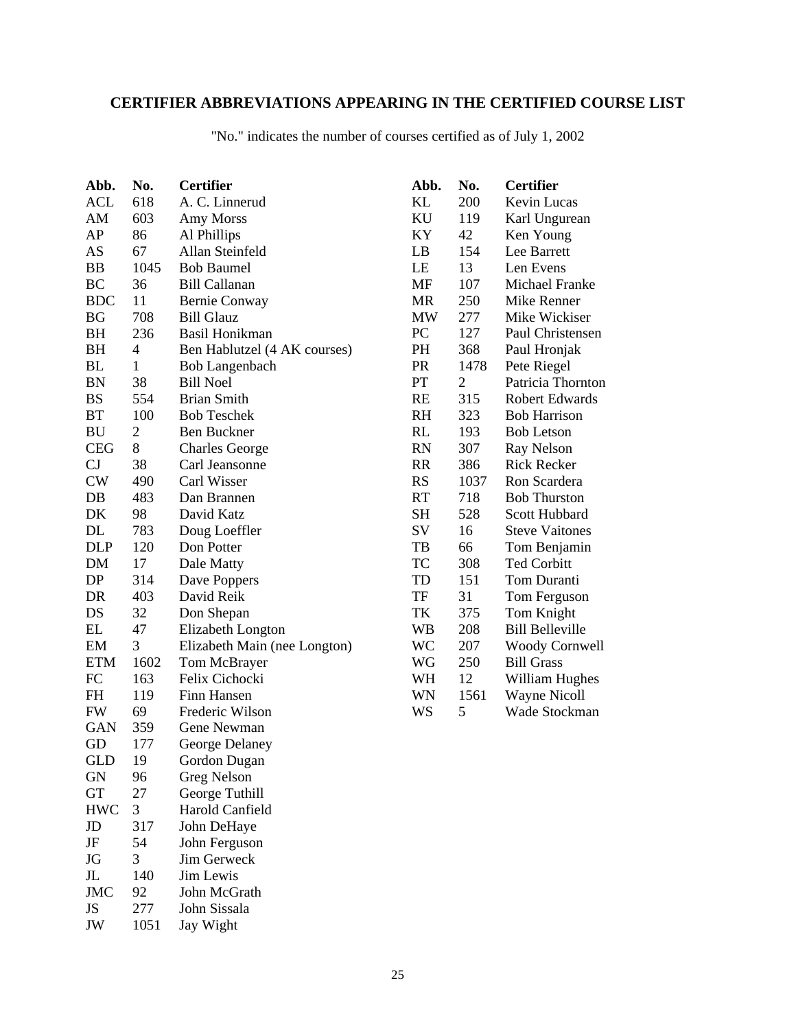## CERTIFIER ABBREVIATIONS APPEARING IN THE CERTIFIED COURSE LIST

"No." indicates the number of courses certified as of July 1, 2002

| Abb. | No. | Certifier |
|---|---|---|
| ACL | 618 | A. C. Linnerud |
| AM | 603 | Amy Morss |
| AP | 86 | Al Phillips |
| AS | 67 | Allan Steinfeld |
| BB | 1045 | Bob Baumel |
| BC | 36 | Bill Callanan |
| BDC | 11 | Bernie Conway |
| BG | 708 | Bill Glauz |
| BH | 236 | Basil Honikman |
| BH | 4 | Ben Hablutzel (4 AK courses) |
| BL | 1 | Bob Langenbach |
| BN | 38 | Bill Noel |
| BS | 554 | Brian Smith |
| BT | 100 | Bob Teschek |
| BU | 2 | Ben Buckner |
| CEG | 8 | Charles George |
| CJ | 38 | Carl Jeansonne |
| CW | 490 | Carl Wisser |
| DB | 483 | Dan Brannen |
| DK | 98 | David Katz |
| DL | 783 | Doug Loeffler |
| DLP | 120 | Don Potter |
| DM | 17 | Dale Matty |
| DP | 314 | Dave Poppers |
| DR | 403 | David Reik |
| DS | 32 | Don Shepan |
| EL | 47 | Elizabeth Longton |
| EM | 3 | Elizabeth Main (nee Longton) |
| ETM | 1602 | Tom McBrayer |
| FC | 163 | Felix Cichocki |
| FH | 119 | Finn Hansen |
| FW | 69 | Frederic Wilson |
| GAN | 359 | Gene Newman |
| GD | 177 | George Delaney |
| GLD | 19 | Gordon Dugan |
| GN | 96 | Greg Nelson |
| GT | 27 | George Tuthill |
| HWC | 3 | Harold Canfield |
| JD | 317 | John DeHaye |
| JF | 54 | John Ferguson |
| JG | 3 | Jim Gerweck |
| JL | 140 | Jim Lewis |
| JMC | 92 | John McGrath |
| JS | 277 | John Sissala |
| JW | 1051 | Jay Wight |
| KL | 200 | Kevin Lucas |
| KU | 119 | Karl Ungurean |
| KY | 42 | Ken Young |
| LB | 154 | Lee Barrett |
| LE | 13 | Len Evens |
| MF | 107 | Michael Franke |
| MR | 250 | Mike Renner |
| MW | 277 | Mike Wickiser |
| PC | 127 | Paul Christensen |
| PH | 368 | Paul Hronjak |
| PR | 1478 | Pete Riegel |
| PT | 2 | Patricia Thornton |
| RE | 315 | Robert Edwards |
| RH | 323 | Bob Harrison |
| RL | 193 | Bob Letson |
| RN | 307 | Ray Nelson |
| RR | 386 | Rick Recker |
| RS | 1037 | Ron Scardera |
| RT | 718 | Bob Thurston |
| SH | 528 | Scott Hubbard |
| SV | 16 | Steve Vaitones |
| TB | 66 | Tom Benjamin |
| TC | 308 | Ted Corbitt |
| TD | 151 | Tom Duranti |
| TF | 31 | Tom Ferguson |
| TK | 375 | Tom Knight |
| WB | 208 | Bill Belleville |
| WC | 207 | Woody Cornwell |
| WG | 250 | Bill Grass |
| WH | 12 | William Hughes |
| WN | 1561 | Wayne Nicoll |
| WS | 5 | Wade Stockman |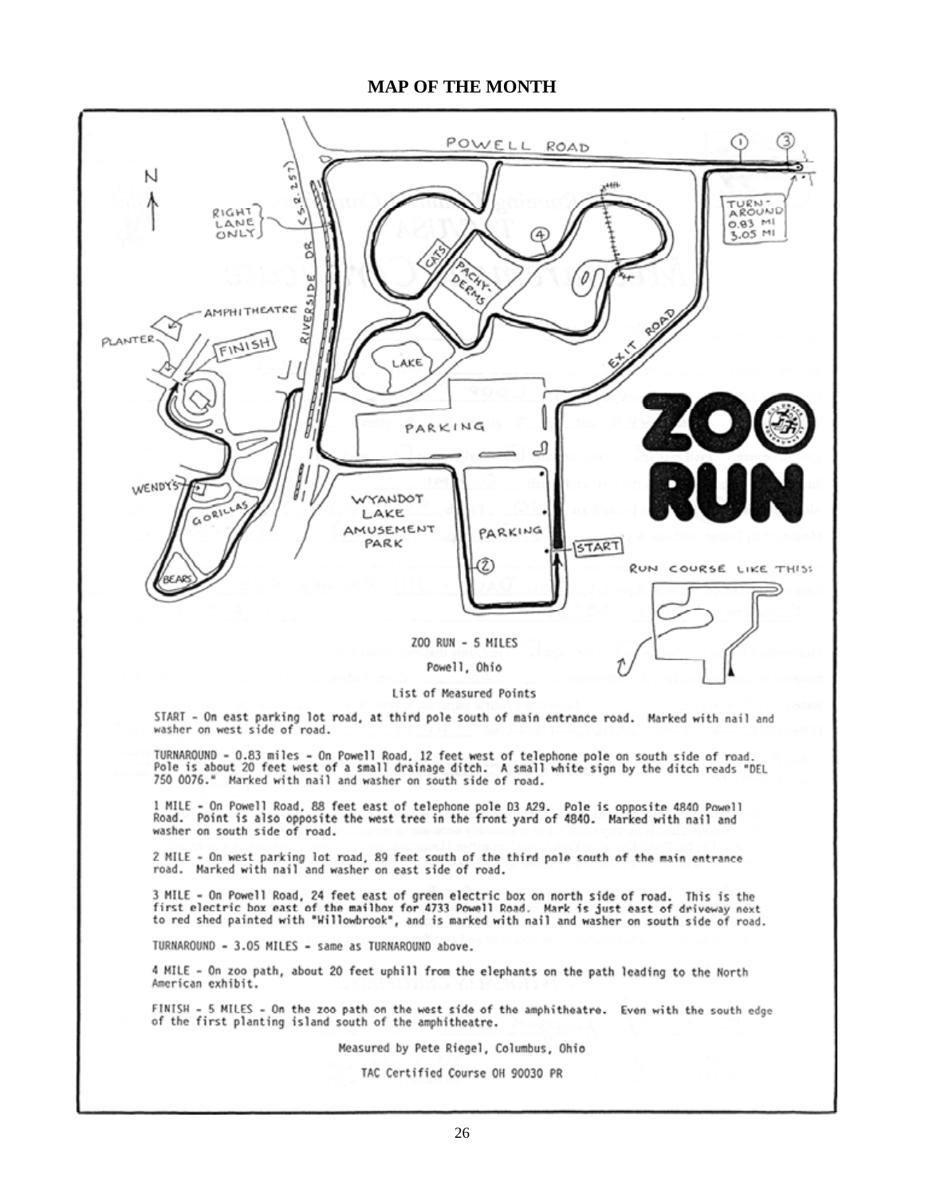# MAP OF THE MONTH

ZOO RUN - 5 MILES

Powell, Ohio

List of Measured Points

START - On east parking lot road, at third pole south of main entrance road. Marked with nail and washer on west side of road.

TURNAROUND - 0.83 miles - On Powell Road, 12 feet west of telephone pole on south side of road. Pole is about 20 feet west of a small drainage ditch. A small white sign by the ditch reads "DEL 750 0076." Marked with nail and washer on south side of road.

1 MILE - On Powell Road, 88 feet east of telephone pole D3 A29. Pole is opposite 4840 Powell Road. Point is also opposite the west tree in the front yard of 4840. Marked with nail and washer on south side of road.

2 MILE - On west parking lot road, 89 feet south of the third pole south of the main entrance road. Marked with nail and washer on east side of road.

3 MILE - On Powell Road, 24 feet east of green electric box on north side of road. This is the first electric box east of the mailbox for 4733 Powell Road. Mark is just east of driveway next to red shed painted with "Willowbrook", and is marked with nail and washer on south side of road.

TURNAROUND - 3.05 MILES - same as TURNAROUND above.

4 MILE - On zoo path, about 20 feet uphill from the elephants on the path leading to the North American exhibit.

FINISH - 5 MILES - On the zoo path on the west side of the amphitheatre. Even with the south edge of the first planting island south of the amphitheatre.

Measured by Pete Riegel, Columbus, Ohio

TAC Certified Course OH 90030 PR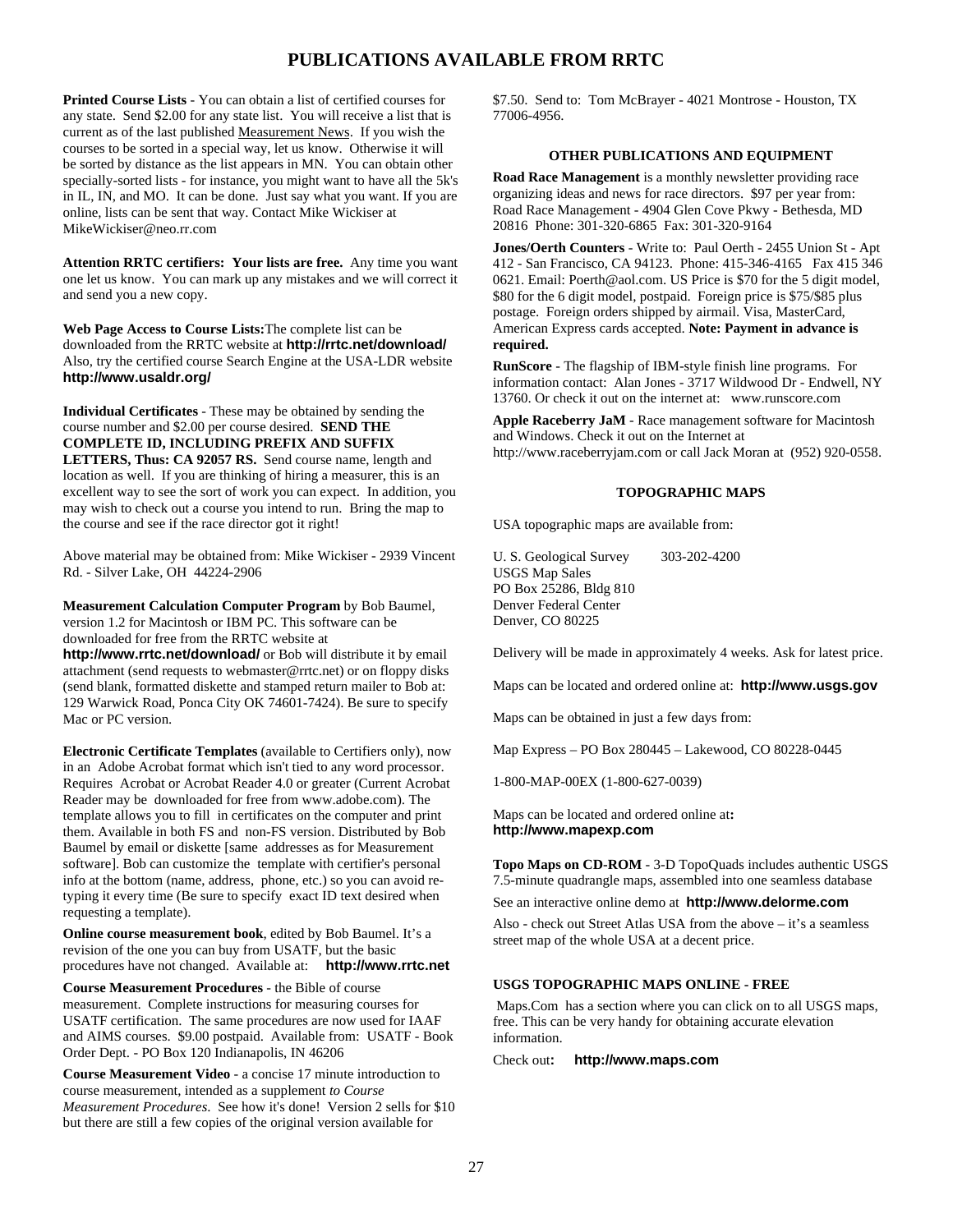# PUBLICATIONS AVAILABLE FROM RRTC

**Printed Course Lists** - You can obtain a list of certified courses for any state. Send $2.00 for any state list. You will receive a list that is current as of the last published Measurement News. If you wish the courses to be sorted in a special way, let us know. Otherwise it will be sorted by distance as the list appears in MN. You can obtain other specially-sorted lists - for instance, you might want to have all the 5k's in IL, IN, and MO. It can be done. Just say what you want. If you are online, lists can be sent that way. Contact Mike Wickiser at MikeWickiser@neo.rr.com

**Attention RRTC certifiers: Your lists are free.** Any time you want one let us know. You can mark up any mistakes and we will correct it and send you a new copy.

**Web Page Access to Course Lists:** The complete list can be downloaded from the RRTC website at **http://rrtc.net/download/** Also, try the certified course Search Engine at the USA-LDR website **http://www.usaldr.org/**

**Individual Certificates** - These may be obtained by sending the course number and $2.00 per course desired. **SEND THE COMPLETE ID, INCLUDING PREFIX AND SUFFIX LETTERS, Thus: CA 92057 RS.** Send course name, length and location as well. If you are thinking of hiring a measurer, this is an excellent way to see the sort of work you can expect. In addition, you may wish to check out a course you intend to run. Bring the map to the course and see if the race director got it right!

Above material may be obtained from: Mike Wickiser - 2939 Vincent Rd. - Silver Lake, OH 44224-2906

**Measurement Calculation Computer Program** by Bob Baumel, version 1.2 for Macintosh or IBM PC. This software can be downloaded for free from the RRTC website at **http://www.rrtc.net/download/** or Bob will distribute it by email attachment (send requests to webmaster@rrtc.net) or on floppy disks (send blank, formatted diskette and stamped return mailer to Bob at: 129 Warwick Road, Ponca City OK 74601-7424). Be sure to specify Mac or PC version.

**Electronic Certificate Templates** (available to Certifiers only), now in an Adobe Acrobat format which isn't tied to any word processor. Requires Acrobat or Acrobat Reader 4.0 or greater (Current Acrobat Reader may be downloaded for free from www.adobe.com). The template allows you to fill in certificates on the computer and print them. Available in both FS and non-FS version. Distributed by Bob Baumel by email or diskette [same addresses as for Measurement software]. Bob can customize the template with certifier's personal info at the bottom (name, address, phone, etc.) so you can avoid re-typing it every time (Be sure to specify exact ID text desired when requesting a template).

**Online course measurement book**, edited by Bob Baumel. It's a revision of the one you can buy from USATF, but the basic procedures have not changed. Available at: **http://www.rrtc.net**

**Course Measurement Procedures** - the Bible of course measurement. Complete instructions for measuring courses for USATF certification. The same procedures are now used for IAAF and AIMS courses. $9.00 postpaid. Available from: USATF - Book Order Dept. - PO Box 120 Indianapolis, IN 46206

**Course Measurement Video** - a concise 17 minute introduction to course measurement, intended as a supplement *to Course Measurement Procedures*. See how it's done! Version 2 sells for $10 but there are still a few copies of the original version available for $7.50. Send to: Tom McBrayer - 4021 Montrose - Houston, TX 77006-4956.

## OTHER PUBLICATIONS AND EQUIPMENT

**Road Race Management** is a monthly newsletter providing race organizing ideas and news for race directors. $97 per year from: Road Race Management - 4904 Glen Cove Pkwy - Bethesda, MD 20816 Phone: 301-320-6865 Fax: 301-320-9164

**Jones/Oerth Counters** - Write to: Paul Oerth - 2455 Union St - Apt 412 - San Francisco, CA 94123. Phone: 415-346-4165 Fax 415 346 0621. Email: Poerth@aol.com. US Price is $70 for the 5 digit model, $80 for the 6 digit model, postpaid. Foreign price is $75/$85 plus postage. Foreign orders shipped by airmail. Visa, MasterCard, American Express cards accepted. **Note: Payment in advance is required.**

**RunScore** - The flagship of IBM-style finish line programs. For information contact: Alan Jones - 3717 Wildwood Dr - Endwell, NY 13760. Or check it out on the internet at: www.runscore.com

**Apple Raceberry JaM** - Race management software for Macintosh and Windows. Check it out on the Internet at http://www.raceberryjam.com or call Jack Moran at (952) 920-0558.

## TOPOGRAPHIC MAPS

USA topographic maps are available from:

U. S. Geological Survey 303-202-4200
USGS Map Sales
PO Box 25286, Bldg 810
Denver Federal Center
Denver, CO 80225

Delivery will be made in approximately 4 weeks. Ask for latest price.

Maps can be located and ordered online at: **http://www.usgs.gov**

Maps can be obtained in just a few days from:

Map Express – PO Box 280445 – Lakewood, CO 80228-0445

1-800-MAP-00EX (1-800-627-0039)

Maps can be located and ordered online at**:**
**http://www.mapexp.com**

**Topo Maps on CD-ROM** - 3-D TopoQuads includes authentic USGS 7.5-minute quadrangle maps, assembled into one seamless database

See an interactive online demo at **http://www.delorme.com**

Also - check out Street Atlas USA from the above – it's a seamless street map of the whole USA at a decent price.

## USGS TOPOGRAPHIC MAPS ONLINE - FREE

Maps.Com has a section where you can click on to all USGS maps, free. This can be very handy for obtaining accurate elevation information.

Check out**:** **http://www.maps.com**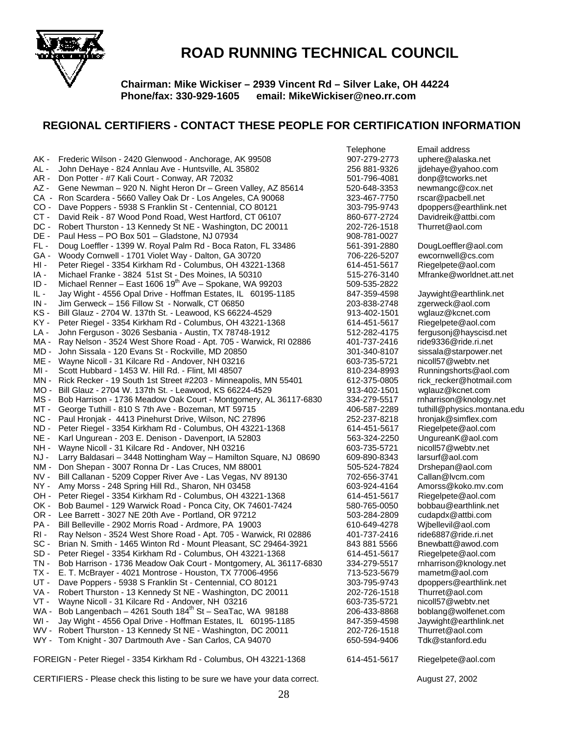# ROAD RUNNING TECHNICAL COUNCIL

**Chairman: Mike Wickiser – 2939 Vincent Rd – Silver Lake, OH 44224**
**Phone/fax: 330-929-1605 email: MikeWickiser@neo.rr.com**

## REGIONAL CERTIFIERS - CONTACT THESE PEOPLE FOR CERTIFICATION INFORMATION

| | | Telephone | Email address |
|---|---|---|---|
| AK - | Frederic Wilson - 2420 Glenwood - Anchorage, AK 99508 | 907-279-2773 | uphere@alaska.net |
| AL - | John DeHaye - 824 Annlau Ave - Huntsville, AL 35802 | 256 881-9326 | jjdehaye@yahoo.com |
| AR - | Don Potter - #7 Kali Court - Conway, AR 72032 | 501-796-4081 | donp@tcworks.net |
| AZ - | Gene Newman – 920 N. Night Heron Dr – Green Valley, AZ 85614 | 520-648-3353 | newmangc@cox.net |
| CA - | Ron Scardera - 5660 Valley Oak Dr - Los Angeles, CA 90068 | 323-467-7750 | rscar@pacbell.net |
| CO - | Dave Poppers - 5938 S Franklin St - Centennial, CO 80121 | 303-795-9743 | dpoppers@earthlink.net |
| CT - | David Reik - 87 Wood Pond Road, West Hartford, CT 06107 | 860-677-2724 | Davidreik@attbi.com |
| DC - | Robert Thurston - 13 Kennedy St NE - Washington, DC 20011 | 202-726-1518 | Thurret@aol.com |
| DE - | Paul Hess – PO Box 501 – Gladstone, NJ 07934 | 908-781-0027 | |
| FL - | Doug Loeffler - 1399 W. Royal Palm Rd - Boca Raton, FL 33486 | 561-391-2880 | DougLoeffler@aol.com |
| GA - | Woody Cornwell - 1701 Violet Way - Dalton, GA 30720 | 706-226-5207 | ewcornwell@cs.com |
| HI - | Peter Riegel - 3354 Kirkham Rd - Columbus, OH 43221-1368 | 614-451-5617 | Riegelpete@aol.com |
| IA - | Michael Franke - 3824 51st St - Des Moines, IA 50310 | 515-276-3140 | Mfranke@worldnet.att.net |
| ID - | Michael Renner – East 1606 19th Ave – Spokane, WA 99203 | 509-535-2822 | |
| IL - | Jay Wight - 4556 Opal Drive - Hoffman Estates, IL 60195-1185 | 847-359-4598 | Jaywight@earthlink.net |
| IN - | Jim Gerweck – 156 Fillow St - Norwalk, CT 06850 | 203-838-2748 | zgerweck@aol.com |
| KS - | Bill Glauz - 2704 W. 137th St. - Leawood, KS 66224-4529 | 913-402-1501 | wglauz@kcnet.com |
| KY - | Peter Riegel - 3354 Kirkham Rd - Columbus, OH 43221-1368 | 614-451-5617 | Riegelpete@aol.com |
| LA - | John Ferguson - 3026 Sesbania - Austin, TX 78748-1912 | 512-282-4175 | fergusonj@hayscisd.net |
| MA - | Ray Nelson - 3524 West Shore Road - Apt. 705 - Warwick, RI 02886 | 401-737-2416 | ride9336@ride.ri.net |
| MD - | John Sissala - 120 Evans St - Rockville, MD 20850 | 301-340-8107 | sissala@starpower.net |
| ME - | Wayne Nicoll - 31 Kilcare Rd - Andover, NH 03216 | 603-735-5721 | nicoll57@webtv.net |
| MI - | Scott Hubbard - 1453 W. Hill Rd. - Flint, MI 48507 | 810-234-8993 | Runningshorts@aol.com |
| MN - | Rick Recker - 19 South 1st Street #2203 - Minneapolis, MN 55401 | 612-375-0805 | rick_recker@hotmail.com |
| MO - | Bill Glauz - 2704 W. 137th St. - Leawood, KS 66224-4529 | 913-402-1501 | wglauz@kcnet.com |
| MS - | Bob Harrison - 1736 Meadow Oak Court - Montgomery, AL 36117-6830 | 334-279-5517 | rnharrison@knology.net |
| MT - | George Tuthill - 810 S 7th Ave - Bozeman, MT 59715 | 406-587-2289 | tuthill@physics.montana.edu |
| NC - | Paul Hronjak - 4413 Pinehurst Drive, Wilson, NC 27896 | 252-237-8218 | hronjak@simflex.com |
| ND - | Peter Riegel - 3354 Kirkham Rd - Columbus, OH 43221-1368 | 614-451-5617 | Riegelpete@aol.com |
| NE - | Karl Ungurean - 203 E. Denison - Davenport, IA 52803 | 563-324-2250 | UngureanK@aol.com |
| NH - | Wayne Nicoll - 31 Kilcare Rd - Andover, NH 03216 | 603-735-5721 | nicoll57@webtv.net |
| NJ - | Larry Baldasari – 3448 Nottingham Way – Hamilton Square, NJ 08690 | 609-890-8343 | larsurf@aol.com |
| NM - | Don Shepan - 3007 Ronna Dr - Las Cruces, NM 88001 | 505-524-7824 | Drshepan@aol.com |
| NV - | Bill Callanan - 5209 Copper River Ave - Las Vegas, NV 89130 | 702-656-3741 | Callan@lvcm.com |
| NY - | Amy Morss - 248 Spring Hill Rd., Sharon, NH 03458 | 603-924-4164 | Amorss@koko.mv.com |
| OH - | Peter Riegel - 3354 Kirkham Rd - Columbus, OH 43221-1368 | 614-451-5617 | Riegelpete@aol.com |
| OK - | Bob Baumel - 129 Warwick Road - Ponca City, OK 74601-7424 | 580-765-0050 | bobbau@earthlink.net |
| OR - | Lee Barrett - 3027 NE 20th Ave - Portland, OR 97212 | 503-284-2809 | cudapdx@attbi.com |
| PA - | Bill Belleville - 2902 Morris Road - Ardmore, PA 19003 | 610-649-4278 | Wjbellevil@aol.com |
| RI - | Ray Nelson - 3524 West Shore Road - Apt. 705 - Warwick, RI 02886 | 401-737-2416 | ride6887@ride.ri.net |
| SC - | Brian N. Smith - 1465 Winton Rd - Mount Pleasant, SC 29464-3921 | 843 881 5566 | Bnewbatt@awod.com |
| SD - | Peter Riegel - 3354 Kirkham Rd - Columbus, OH 43221-1368 | 614-451-5617 | Riegelpete@aol.com |
| TN - | Bob Harrison - 1736 Meadow Oak Court - Montgomery, AL 36117-6830 | 334-279-5517 | rnharrison@knology.net |
| TX - | E. T. McBrayer - 4021 Montrose - Houston, TX 77006-4956 | 713-523-5679 | mametm@aol.com |
| UT - | Dave Poppers - 5938 S Franklin St - Centennial, CO 80121 | 303-795-9743 | dpoppers@earthlink.net |
| VA - | Robert Thurston - 13 Kennedy St NE - Washington, DC 20011 | 202-726-1518 | Thurret@aol.com |
| VT - | Wayne Nicoll - 31 Kilcare Rd - Andover, NH 03216 | 603-735-5721 | nicoll57@webtv.net |
| WA - | Bob Langenbach – 4261 South 184th St – SeaTac, WA 98188 | 206-433-8868 | boblang@wolfenet.com |
| WI - | Jay Wight - 4556 Opal Drive - Hoffman Estates, IL 60195-1185 | 847-359-4598 | Jaywight@earthlink.net |
| WV - | Robert Thurston - 13 Kennedy St NE - Washington, DC 20011 | 202-726-1518 | Thurret@aol.com |
| WY - | Tom Knight - 307 Dartmouth Ave - San Carlos, CA 94070 | 650-594-9406 | Tdk@stanford.edu |
| FOREIGN - | Peter Riegel - 3354 Kirkham Rd - Columbus, OH 43221-1368 | 614-451-5617 | Riegelpete@aol.com |

CERTIFIERS - Please check this listing to be sure we have your data correct. August 27, 2002